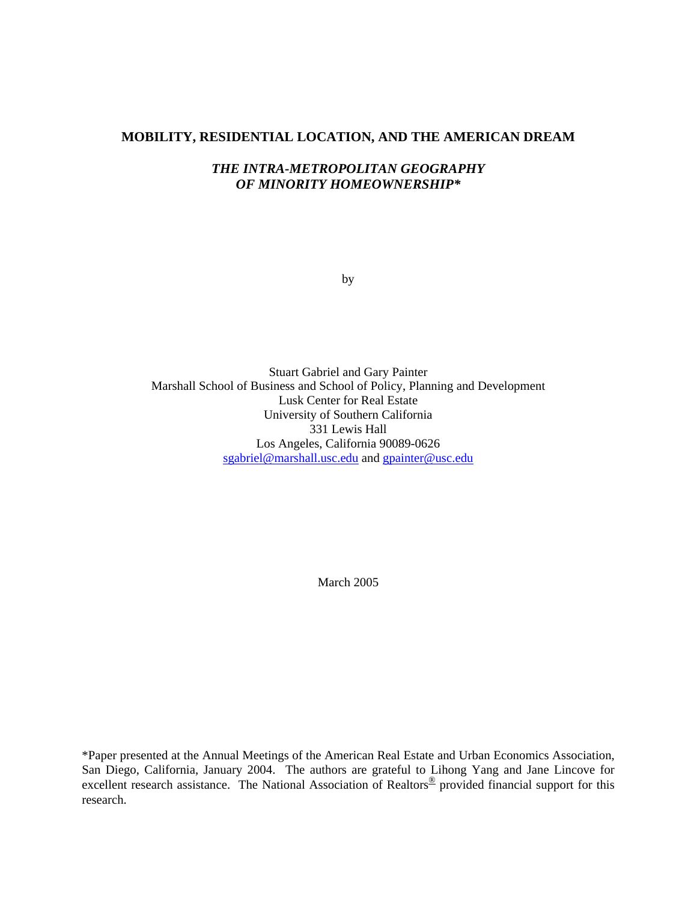# MOBILITY, RESIDENTIAL LOCATION, AND THE AMERICAN DREAM

## *THE INTRA-METROPOLITAN GEOGRAPHY OF MINORITY HOMEOWNERSHIP**

by

Stuart Gabriel and Gary Painter
Marshall School of Business and School of Policy, Planning and Development
Lusk Center for Real Estate
University of Southern California
331 Lewis Hall
Los Angeles, California 90089-0626
sgabriel@marshall.usc.edu and gpainter@usc.edu

March 2005

*Paper presented at the Annual Meetings of the American Real Estate and Urban Economics Association, San Diego, California, January 2004. The authors are grateful to Lihong Yang and Jane Lincove for excellent research assistance. The National Association of Realtors® provided financial support for this research.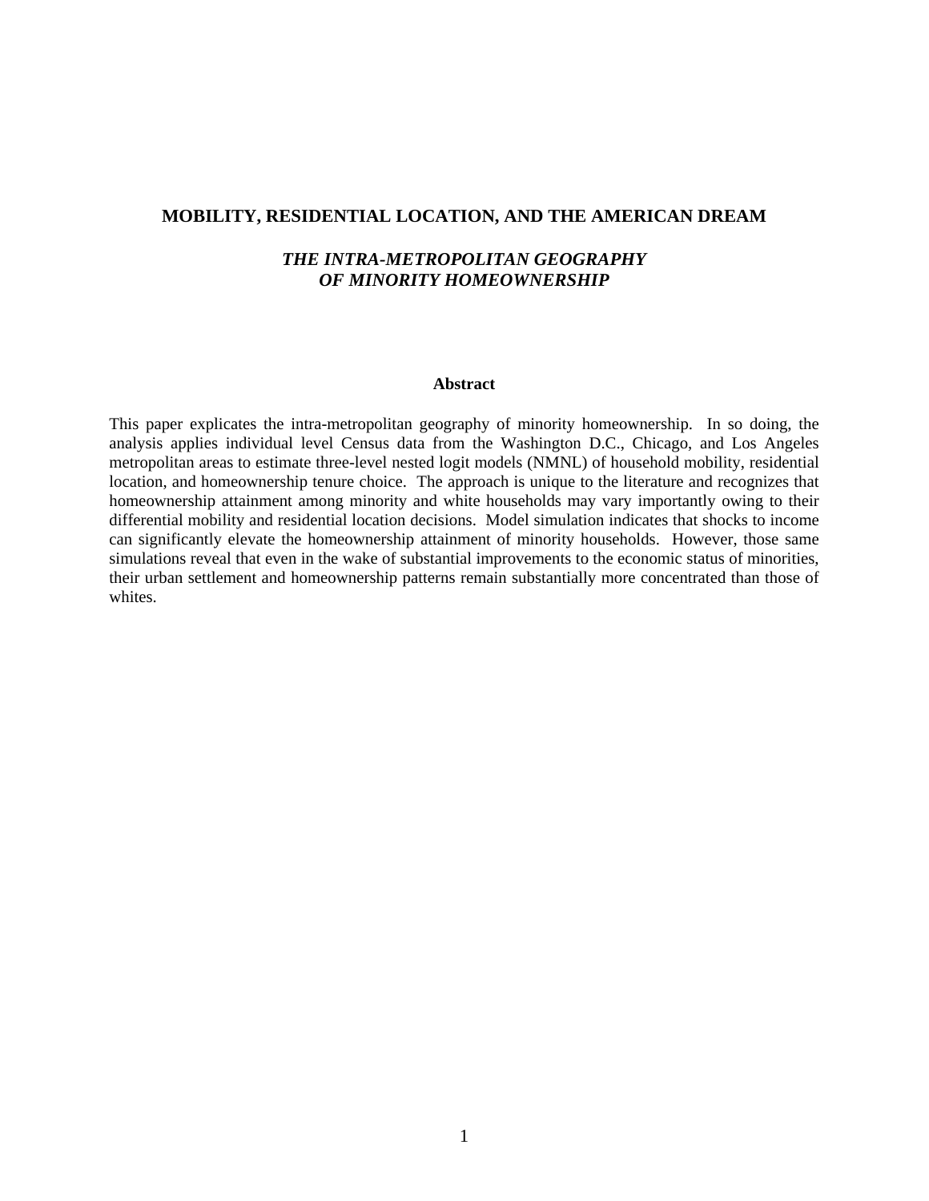## MOBILITY, RESIDENTIAL LOCATION, AND THE AMERICAN DREAM

### *THE INTRA-METROPOLITAN GEOGRAPHY OF MINORITY HOMEOWNERSHIP*

**Abstract**

This paper explicates the intra-metropolitan geography of minority homeownership. In so doing, the analysis applies individual level Census data from the Washington D.C., Chicago, and Los Angeles metropolitan areas to estimate three-level nested logit models (NMNL) of household mobility, residential location, and homeownership tenure choice. The approach is unique to the literature and recognizes that homeownership attainment among minority and white households may vary importantly owing to their differential mobility and residential location decisions. Model simulation indicates that shocks to income can significantly elevate the homeownership attainment of minority households. However, those same simulations reveal that even in the wake of substantial improvements to the economic status of minorities, their urban settlement and homeownership patterns remain substantially more concentrated than those of whites.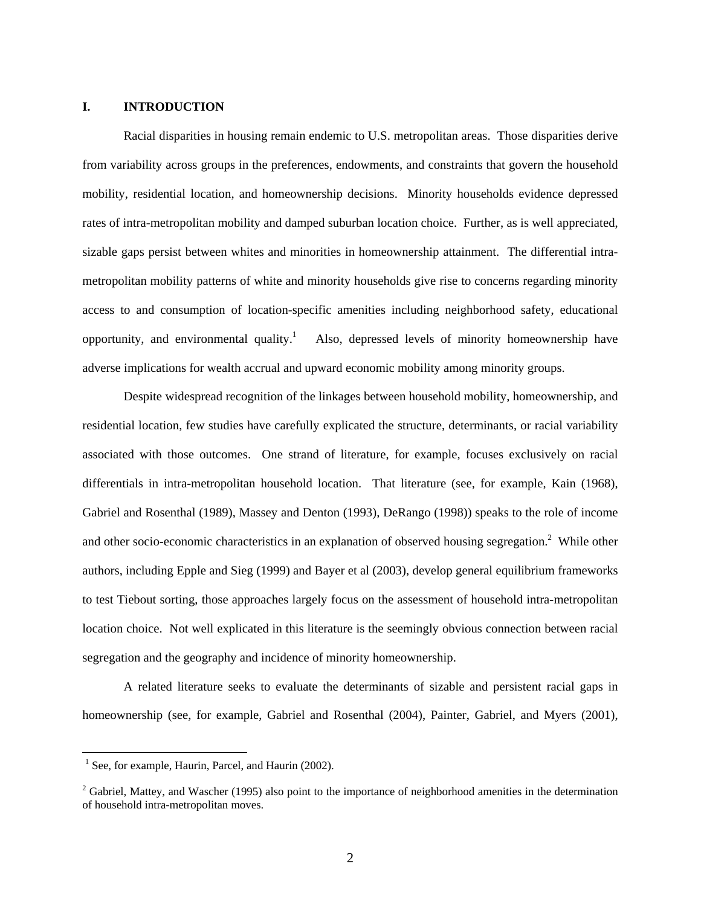## I. INTRODUCTION

Racial disparities in housing remain endemic to U.S. metropolitan areas. Those disparities derive from variability across groups in the preferences, endowments, and constraints that govern the household mobility, residential location, and homeownership decisions. Minority households evidence depressed rates of intra-metropolitan mobility and damped suburban location choice. Further, as is well appreciated, sizable gaps persist between whites and minorities in homeownership attainment. The differential intra-metropolitan mobility patterns of white and minority households give rise to concerns regarding minority access to and consumption of location-specific amenities including neighborhood safety, educational opportunity, and environmental quality.[1] Also, depressed levels of minority homeownership have adverse implications for wealth accrual and upward economic mobility among minority groups.

Despite widespread recognition of the linkages between household mobility, homeownership, and residential location, few studies have carefully explicated the structure, determinants, or racial variability associated with those outcomes. One strand of literature, for example, focuses exclusively on racial differentials in intra-metropolitan household location. That literature (see, for example, Kain (1968), Gabriel and Rosenthal (1989), Massey and Denton (1993), DeRango (1998)) speaks to the role of income and other socio-economic characteristics in an explanation of observed housing segregation.[2] While other authors, including Epple and Sieg (1999) and Bayer et al (2003), develop general equilibrium frameworks to test Tiebout sorting, those approaches largely focus on the assessment of household intra-metropolitan location choice. Not well explicated in this literature is the seemingly obvious connection between racial segregation and the geography and incidence of minority homeownership.

A related literature seeks to evaluate the determinants of sizable and persistent racial gaps in homeownership (see, for example, Gabriel and Rosenthal (2004), Painter, Gabriel, and Myers (2001),

[1] See, for example, Haurin, Parcel, and Haurin (2002).

[2] Gabriel, Mattey, and Wascher (1995) also point to the importance of neighborhood amenities in the determination of household intra-metropolitan moves.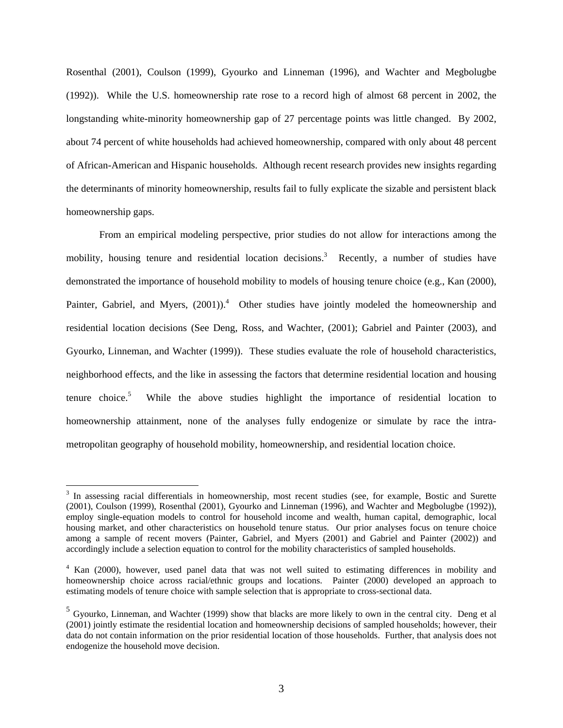Rosenthal (2001), Coulson (1999), Gyourko and Linneman (1996), and Wachter and Megbolugbe (1992)). While the U.S. homeownership rate rose to a record high of almost 68 percent in 2002, the longstanding white-minority homeownership gap of 27 percentage points was little changed. By 2002, about 74 percent of white households had achieved homeownership, compared with only about 48 percent of African-American and Hispanic households. Although recent research provides new insights regarding the determinants of minority homeownership, results fail to fully explicate the sizable and persistent black homeownership gaps.

From an empirical modeling perspective, prior studies do not allow for interactions among the mobility, housing tenure and residential location decisions.[3] Recently, a number of studies have demonstrated the importance of household mobility to models of housing tenure choice (e.g., Kan (2000), Painter, Gabriel, and Myers, (2001)).[4] Other studies have jointly modeled the homeownership and residential location decisions (See Deng, Ross, and Wachter, (2001); Gabriel and Painter (2003), and Gyourko, Linneman, and Wachter (1999)). These studies evaluate the role of household characteristics, neighborhood effects, and the like in assessing the factors that determine residential location and housing tenure choice.[5] While the above studies highlight the importance of residential location to homeownership attainment, none of the analyses fully endogenize or simulate by race the intra-metropolitan geography of household mobility, homeownership, and residential location choice.

[3] In assessing racial differentials in homeownership, most recent studies (see, for example, Bostic and Surette (2001), Coulson (1999), Rosenthal (2001), Gyourko and Linneman (1996), and Wachter and Megbolugbe (1992)), employ single-equation models to control for household income and wealth, human capital, demographic, local housing market, and other characteristics on household tenure status. Our prior analyses focus on tenure choice among a sample of recent movers (Painter, Gabriel, and Myers (2001) and Gabriel and Painter (2002)) and accordingly include a selection equation to control for the mobility characteristics of sampled households.

[4] Kan (2000), however, used panel data that was not well suited to estimating differences in mobility and homeownership choice across racial/ethnic groups and locations. Painter (2000) developed an approach to estimating models of tenure choice with sample selection that is appropriate to cross-sectional data.

[5] Gyourko, Linneman, and Wachter (1999) show that blacks are more likely to own in the central city. Deng et al (2001) jointly estimate the residential location and homeownership decisions of sampled households; however, their data do not contain information on the prior residential location of those households. Further, that analysis does not endogenize the household move decision.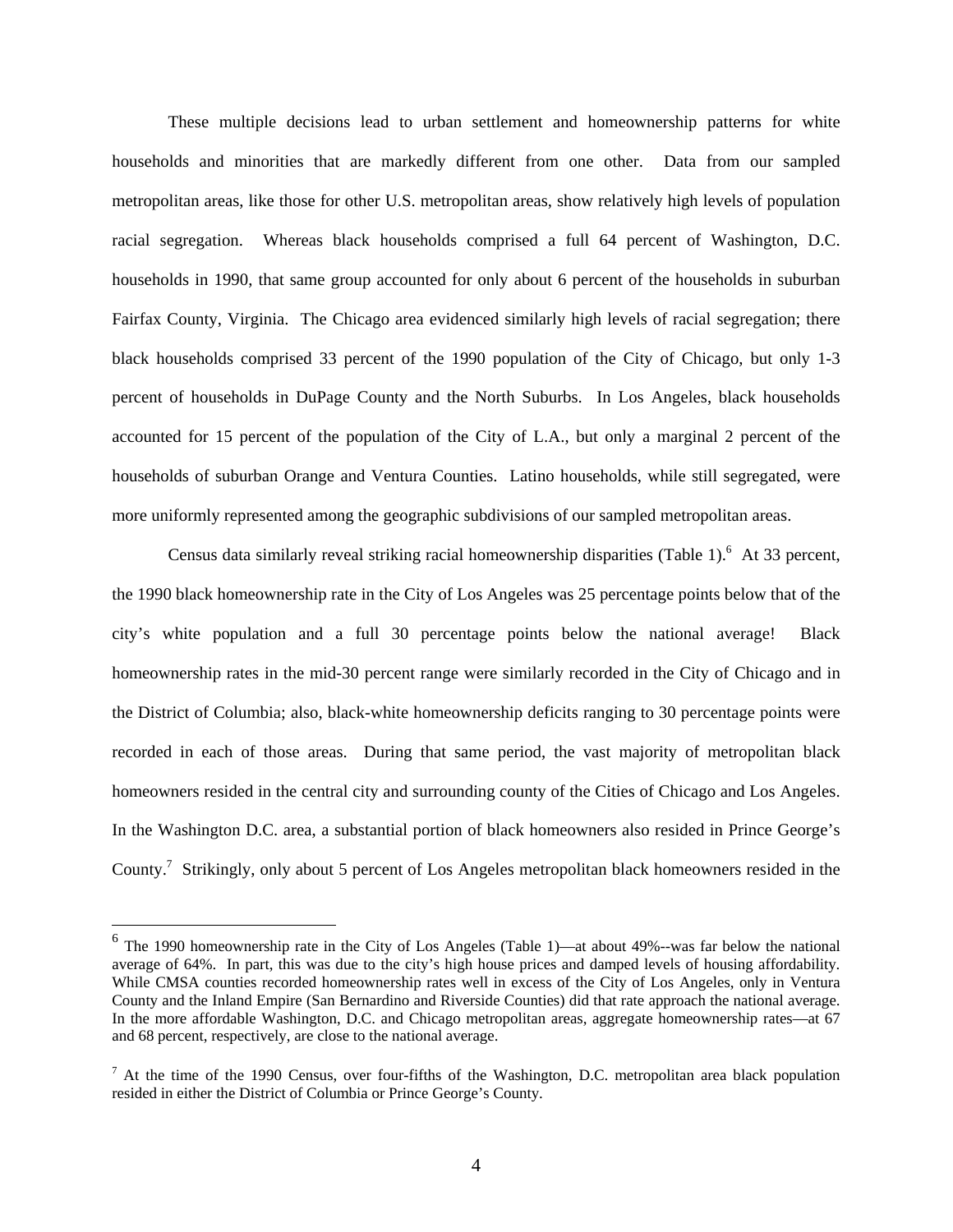These multiple decisions lead to urban settlement and homeownership patterns for white households and minorities that are markedly different from one other. Data from our sampled metropolitan areas, like those for other U.S. metropolitan areas, show relatively high levels of population racial segregation. Whereas black households comprised a full 64 percent of Washington, D.C. households in 1990, that same group accounted for only about 6 percent of the households in suburban Fairfax County, Virginia. The Chicago area evidenced similarly high levels of racial segregation; there black households comprised 33 percent of the 1990 population of the City of Chicago, but only 1-3 percent of households in DuPage County and the North Suburbs. In Los Angeles, black households accounted for 15 percent of the population of the City of L.A., but only a marginal 2 percent of the households of suburban Orange and Ventura Counties. Latino households, while still segregated, were more uniformly represented among the geographic subdivisions of our sampled metropolitan areas.

Census data similarly reveal striking racial homeownership disparities (Table 1).[6] At 33 percent, the 1990 black homeownership rate in the City of Los Angeles was 25 percentage points below that of the city's white population and a full 30 percentage points below the national average! Black homeownership rates in the mid-30 percent range were similarly recorded in the City of Chicago and in the District of Columbia; also, black-white homeownership deficits ranging to 30 percentage points were recorded in each of those areas. During that same period, the vast majority of metropolitan black homeowners resided in the central city and surrounding county of the Cities of Chicago and Los Angeles. In the Washington D.C. area, a substantial portion of black homeowners also resided in Prince George's County.[7] Strikingly, only about 5 percent of Los Angeles metropolitan black homeowners resided in the

[6] The 1990 homeownership rate in the City of Los Angeles (Table 1)—at about 49%--was far below the national average of 64%. In part, this was due to the city's high house prices and damped levels of housing affordability. While CMSA counties recorded homeownership rates well in excess of the City of Los Angeles, only in Ventura County and the Inland Empire (San Bernardino and Riverside Counties) did that rate approach the national average. In the more affordable Washington, D.C. and Chicago metropolitan areas, aggregate homeownership rates—at 67 and 68 percent, respectively, are close to the national average.

[7] At the time of the 1990 Census, over four-fifths of the Washington, D.C. metropolitan area black population resided in either the District of Columbia or Prince George's County.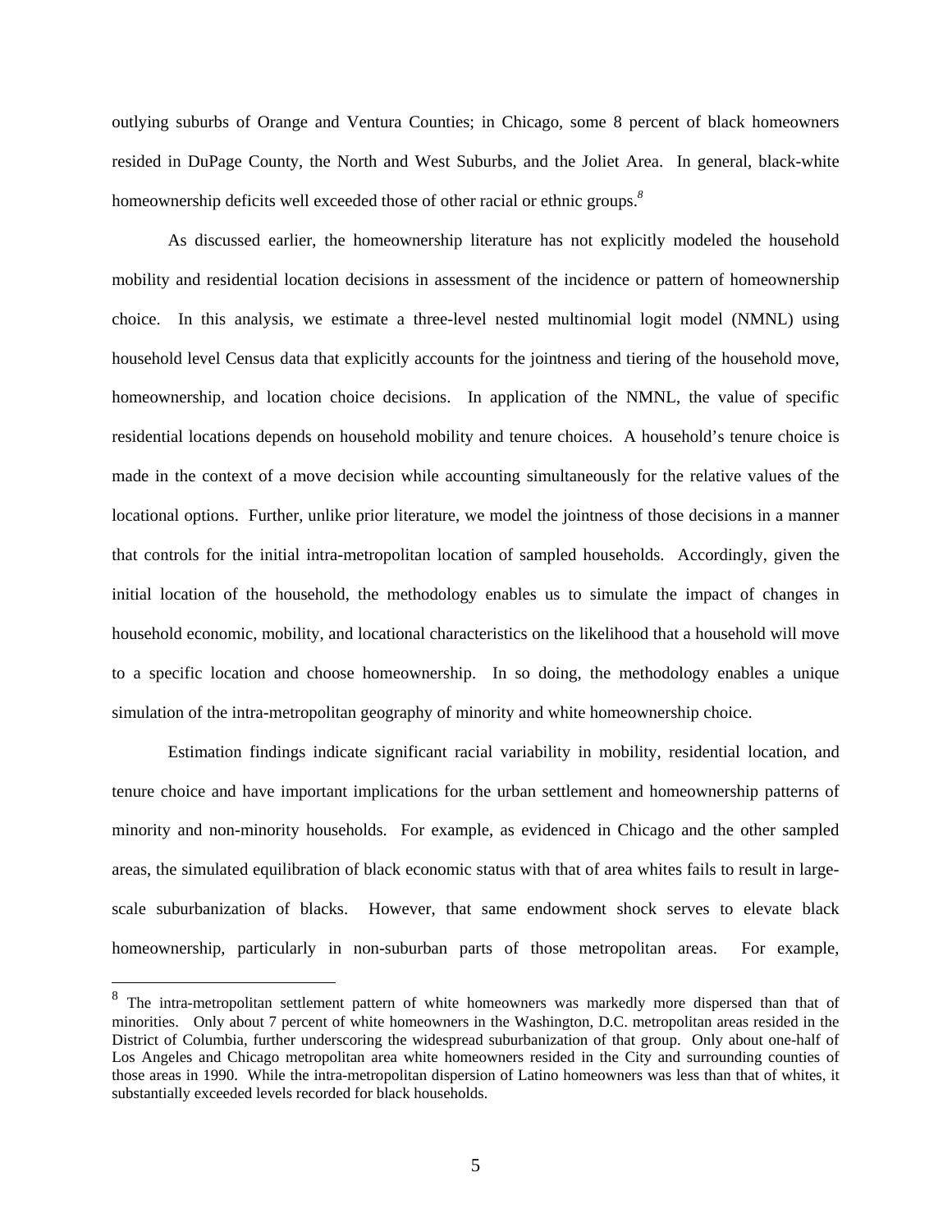outlying suburbs of Orange and Ventura Counties; in Chicago, some 8 percent of black homeowners resided in DuPage County, the North and West Suburbs, and the Joliet Area. In general, black-white homeownership deficits well exceeded those of other racial or ethnic groups.[8]

As discussed earlier, the homeownership literature has not explicitly modeled the household mobility and residential location decisions in assessment of the incidence or pattern of homeownership choice. In this analysis, we estimate a three-level nested multinomial logit model (NMNL) using household level Census data that explicitly accounts for the jointness and tiering of the household move, homeownership, and location choice decisions. In application of the NMNL, the value of specific residential locations depends on household mobility and tenure choices. A household's tenure choice is made in the context of a move decision while accounting simultaneously for the relative values of the locational options. Further, unlike prior literature, we model the jointness of those decisions in a manner that controls for the initial intra-metropolitan location of sampled households. Accordingly, given the initial location of the household, the methodology enables us to simulate the impact of changes in household economic, mobility, and locational characteristics on the likelihood that a household will move to a specific location and choose homeownership. In so doing, the methodology enables a unique simulation of the intra-metropolitan geography of minority and white homeownership choice.

Estimation findings indicate significant racial variability in mobility, residential location, and tenure choice and have important implications for the urban settlement and homeownership patterns of minority and non-minority households. For example, as evidenced in Chicago and the other sampled areas, the simulated equilibration of black economic status with that of area whites fails to result in large-scale suburbanization of blacks. However, that same endowment shock serves to elevate black homeownership, particularly in non-suburban parts of those metropolitan areas. For example,

[8] The intra-metropolitan settlement pattern of white homeowners was markedly more dispersed than that of minorities. Only about 7 percent of white homeowners in the Washington, D.C. metropolitan areas resided in the District of Columbia, further underscoring the widespread suburbanization of that group. Only about one-half of Los Angeles and Chicago metropolitan area white homeowners resided in the City and surrounding counties of those areas in 1990. While the intra-metropolitan dispersion of Latino homeowners was less than that of whites, it substantially exceeded levels recorded for black households.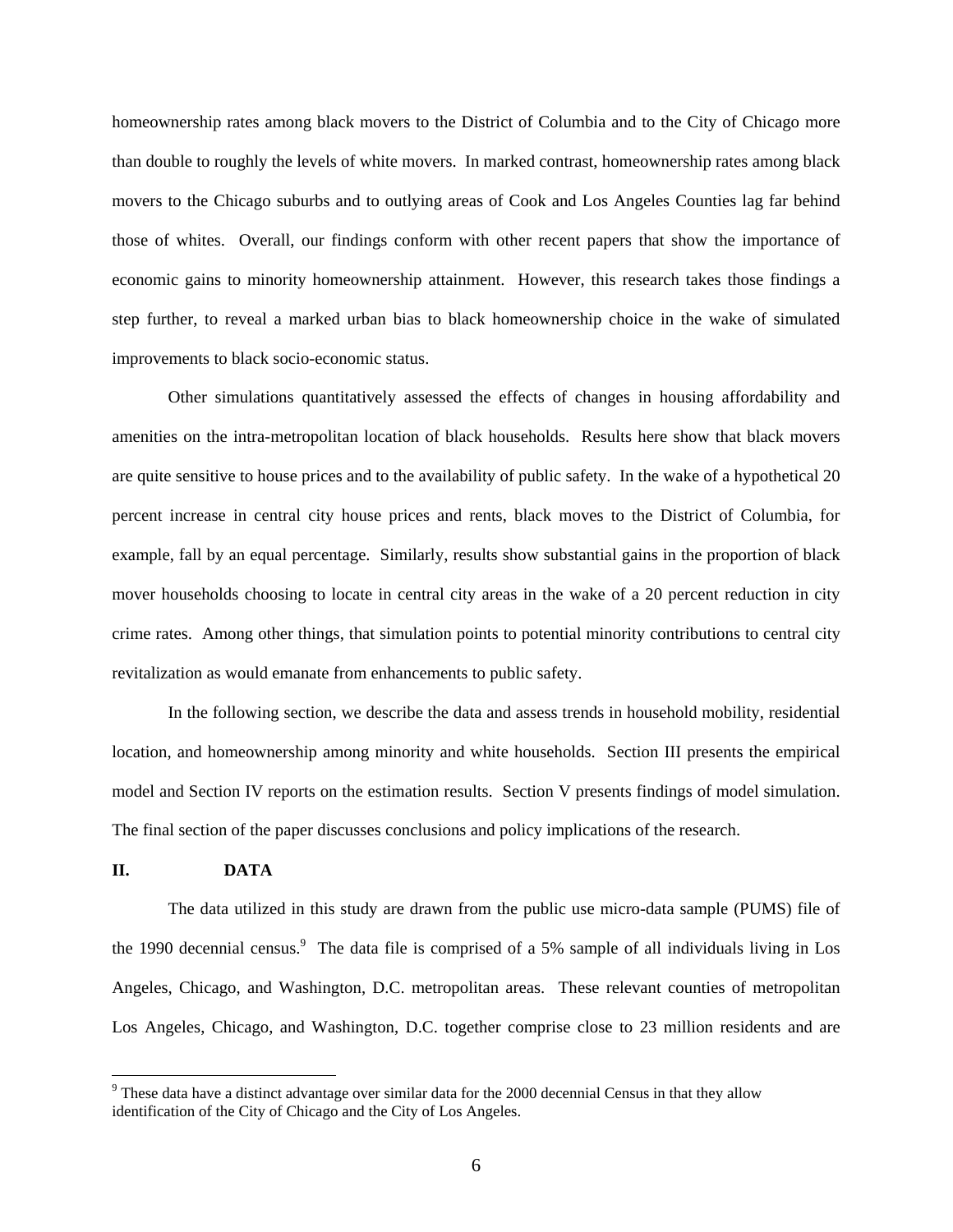homeownership rates among black movers to the District of Columbia and to the City of Chicago more than double to roughly the levels of white movers. In marked contrast, homeownership rates among black movers to the Chicago suburbs and to outlying areas of Cook and Los Angeles Counties lag far behind those of whites. Overall, our findings conform with other recent papers that show the importance of economic gains to minority homeownership attainment. However, this research takes those findings a step further, to reveal a marked urban bias to black homeownership choice in the wake of simulated improvements to black socio-economic status.

Other simulations quantitatively assessed the effects of changes in housing affordability and amenities on the intra-metropolitan location of black households. Results here show that black movers are quite sensitive to house prices and to the availability of public safety. In the wake of a hypothetical 20 percent increase in central city house prices and rents, black moves to the District of Columbia, for example, fall by an equal percentage. Similarly, results show substantial gains in the proportion of black mover households choosing to locate in central city areas in the wake of a 20 percent reduction in city crime rates. Among other things, that simulation points to potential minority contributions to central city revitalization as would emanate from enhancements to public safety.

In the following section, we describe the data and assess trends in household mobility, residential location, and homeownership among minority and white households. Section III presents the empirical model and Section IV reports on the estimation results. Section V presents findings of model simulation. The final section of the paper discusses conclusions and policy implications of the research.

## II. DATA

The data utilized in this study are drawn from the public use micro-data sample (PUMS) file of the 1990 decennial census.[9] The data file is comprised of a 5% sample of all individuals living in Los Angeles, Chicago, and Washington, D.C. metropolitan areas. These relevant counties of metropolitan Los Angeles, Chicago, and Washington, D.C. together comprise close to 23 million residents and are

---

[9] These data have a distinct advantage over similar data for the 2000 decennial Census in that they allow identification of the City of Chicago and the City of Los Angeles.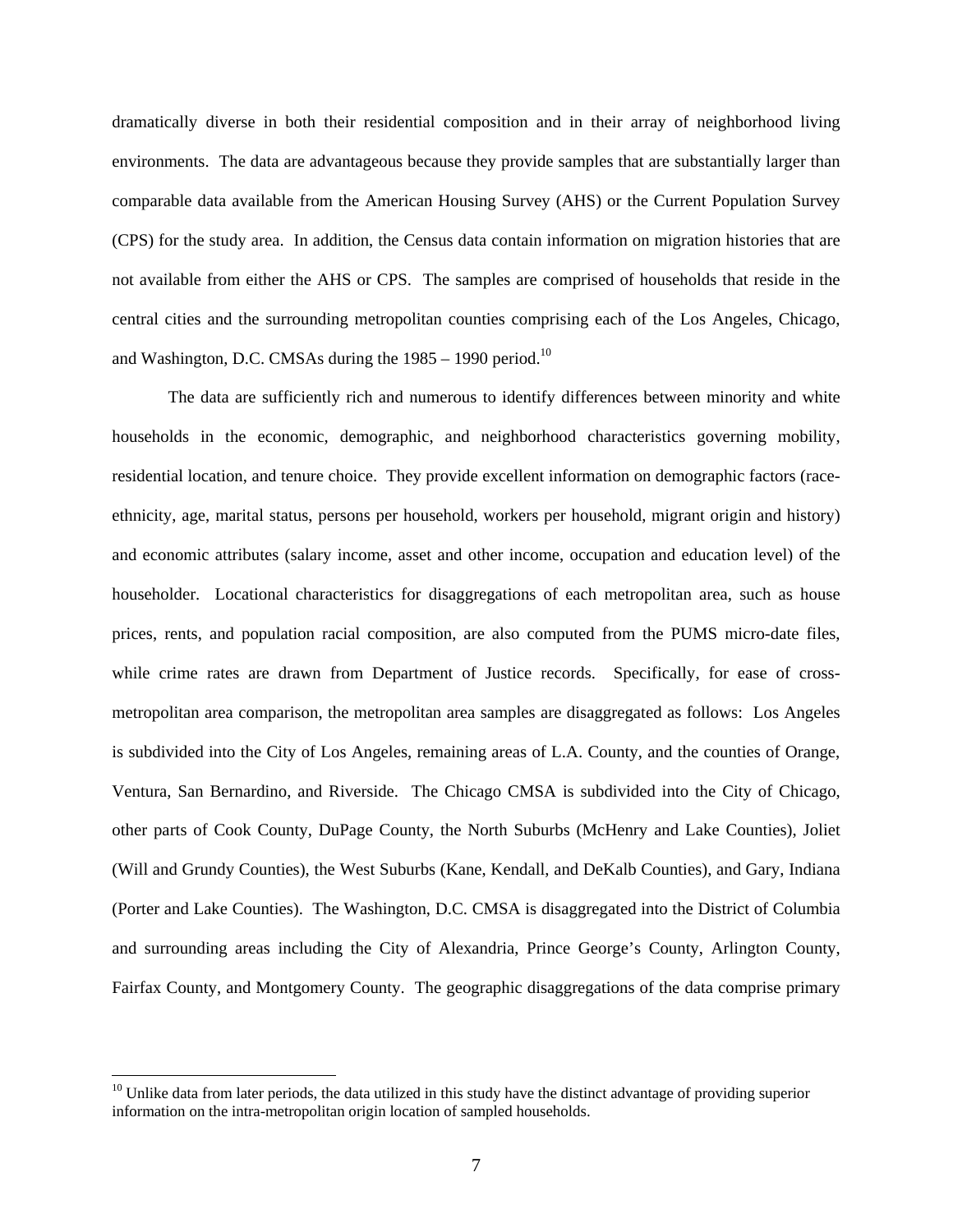dramatically diverse in both their residential composition and in their array of neighborhood living environments. The data are advantageous because they provide samples that are substantially larger than comparable data available from the American Housing Survey (AHS) or the Current Population Survey (CPS) for the study area. In addition, the Census data contain information on migration histories that are not available from either the AHS or CPS. The samples are comprised of households that reside in the central cities and the surrounding metropolitan counties comprising each of the Los Angeles, Chicago, and Washington, D.C. CMSAs during the 1985 – 1990 period.[10]

The data are sufficiently rich and numerous to identify differences between minority and white households in the economic, demographic, and neighborhood characteristics governing mobility, residential location, and tenure choice. They provide excellent information on demographic factors (race-ethnicity, age, marital status, persons per household, workers per household, migrant origin and history) and economic attributes (salary income, asset and other income, occupation and education level) of the householder. Locational characteristics for disaggregations of each metropolitan area, such as house prices, rents, and population racial composition, are also computed from the PUMS micro-date files, while crime rates are drawn from Department of Justice records. Specifically, for ease of cross-metropolitan area comparison, the metropolitan area samples are disaggregated as follows: Los Angeles is subdivided into the City of Los Angeles, remaining areas of L.A. County, and the counties of Orange, Ventura, San Bernardino, and Riverside. The Chicago CMSA is subdivided into the City of Chicago, other parts of Cook County, DuPage County, the North Suburbs (McHenry and Lake Counties), Joliet (Will and Grundy Counties), the West Suburbs (Kane, Kendall, and DeKalb Counties), and Gary, Indiana (Porter and Lake Counties). The Washington, D.C. CMSA is disaggregated into the District of Columbia and surrounding areas including the City of Alexandria, Prince George's County, Arlington County, Fairfax County, and Montgomery County. The geographic disaggregations of the data comprise primary

---

[10] Unlike data from later periods, the data utilized in this study have the distinct advantage of providing superior information on the intra-metropolitan origin location of sampled households.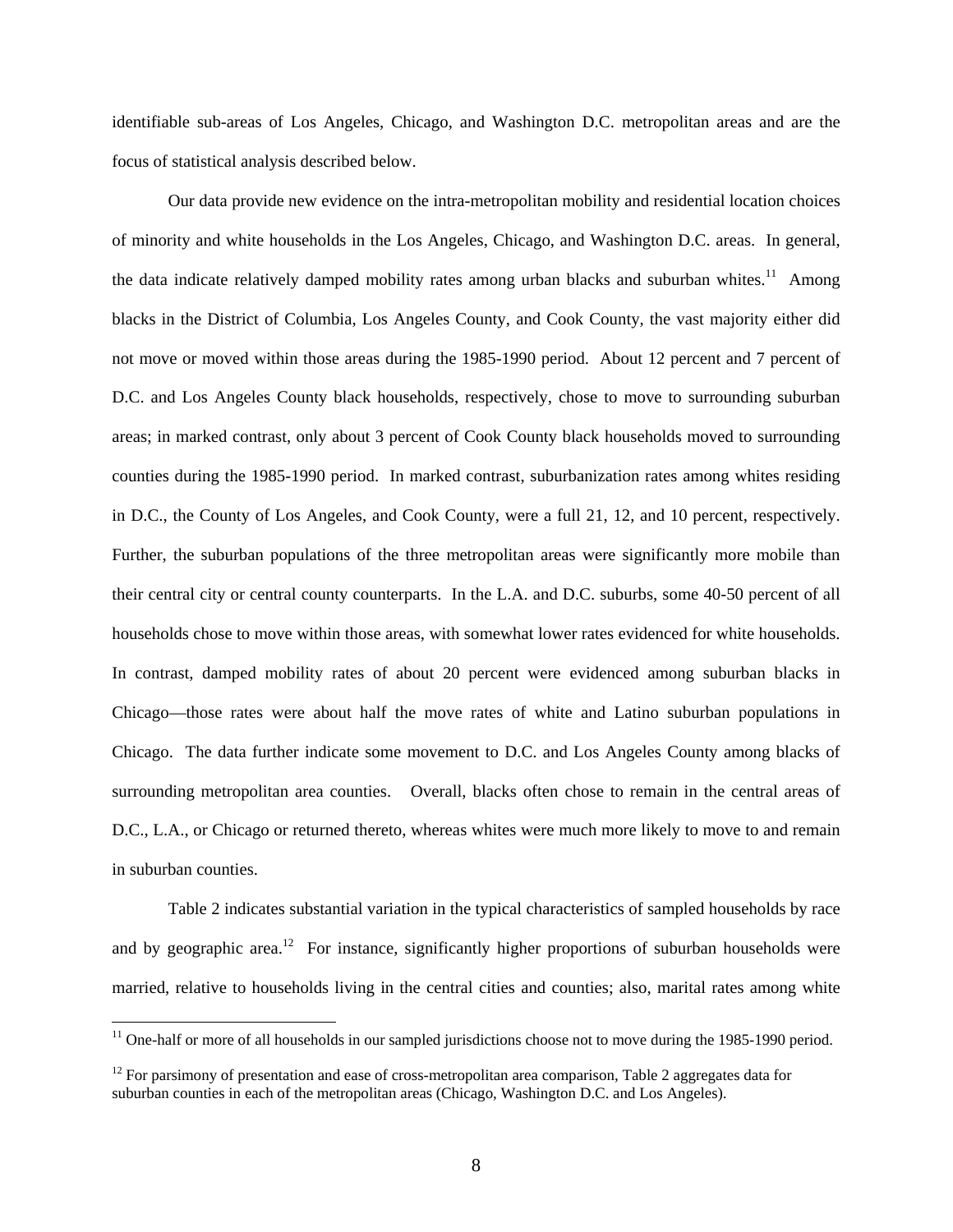identifiable sub-areas of Los Angeles, Chicago, and Washington D.C. metropolitan areas and are the focus of statistical analysis described below.

Our data provide new evidence on the intra-metropolitan mobility and residential location choices of minority and white households in the Los Angeles, Chicago, and Washington D.C. areas. In general, the data indicate relatively damped mobility rates among urban blacks and suburban whites.[11] Among blacks in the District of Columbia, Los Angeles County, and Cook County, the vast majority either did not move or moved within those areas during the 1985-1990 period. About 12 percent and 7 percent of D.C. and Los Angeles County black households, respectively, chose to move to surrounding suburban areas; in marked contrast, only about 3 percent of Cook County black households moved to surrounding counties during the 1985-1990 period. In marked contrast, suburbanization rates among whites residing in D.C., the County of Los Angeles, and Cook County, were a full 21, 12, and 10 percent, respectively. Further, the suburban populations of the three metropolitan areas were significantly more mobile than their central city or central county counterparts. In the L.A. and D.C. suburbs, some 40-50 percent of all households chose to move within those areas, with somewhat lower rates evidenced for white households. In contrast, damped mobility rates of about 20 percent were evidenced among suburban blacks in Chicago—those rates were about half the move rates of white and Latino suburban populations in Chicago. The data further indicate some movement to D.C. and Los Angeles County among blacks of surrounding metropolitan area counties. Overall, blacks often chose to remain in the central areas of D.C., L.A., or Chicago or returned thereto, whereas whites were much more likely to move to and remain in suburban counties.

Table 2 indicates substantial variation in the typical characteristics of sampled households by race and by geographic area.[12] For instance, significantly higher proportions of suburban households were married, relative to households living in the central cities and counties; also, marital rates among white

[11] One-half or more of all households in our sampled jurisdictions choose not to move during the 1985-1990 period.

[12] For parsimony of presentation and ease of cross-metropolitan area comparison, Table 2 aggregates data for suburban counties in each of the metropolitan areas (Chicago, Washington D.C. and Los Angeles).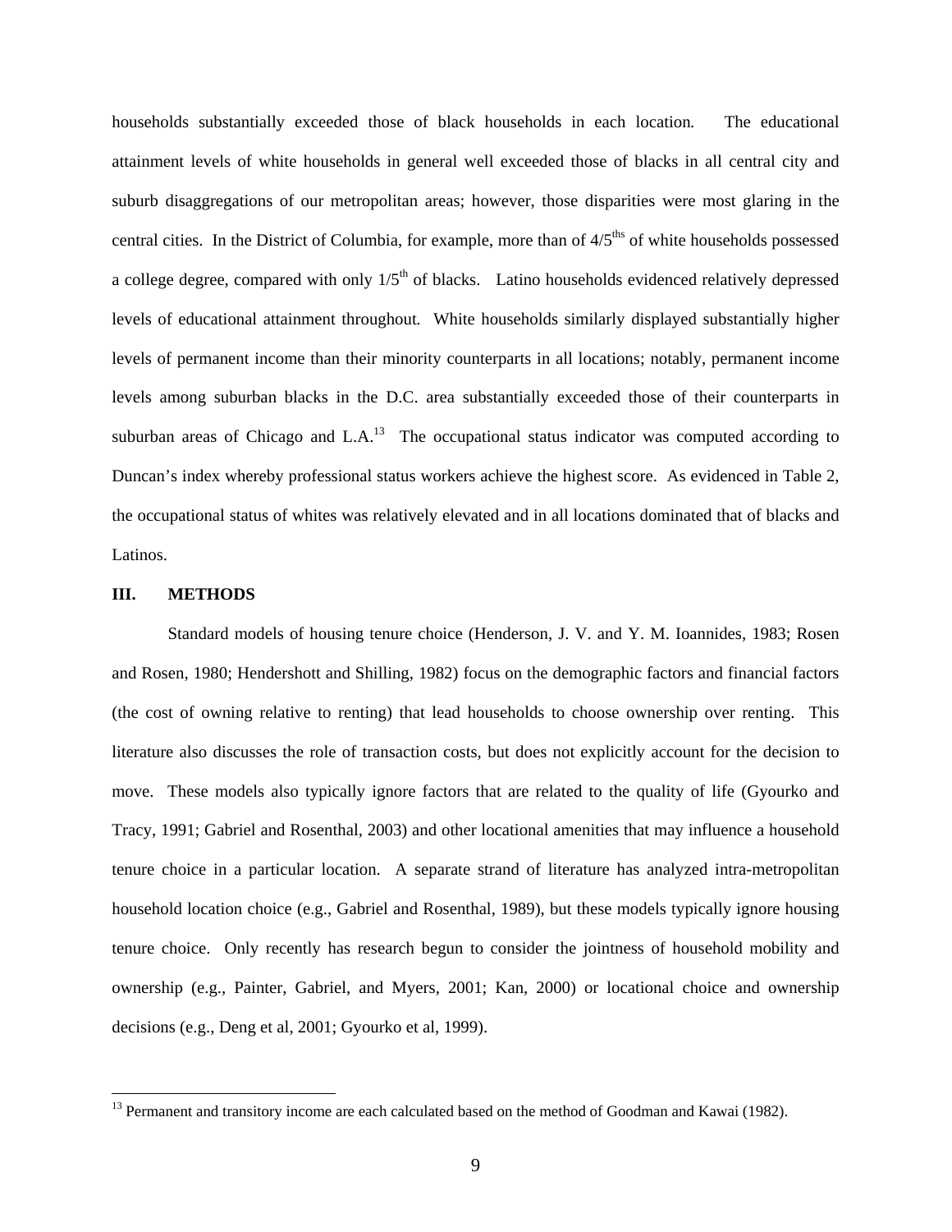households substantially exceeded those of black households in each location. The educational attainment levels of white households in general well exceeded those of blacks in all central city and suburb disaggregations of our metropolitan areas; however, those disparities were most glaring in the central cities. In the District of Columbia, for example, more than of 4/5ths of white households possessed a college degree, compared with only 1/5th of blacks. Latino households evidenced relatively depressed levels of educational attainment throughout. White households similarly displayed substantially higher levels of permanent income than their minority counterparts in all locations; notably, permanent income levels among suburban blacks in the D.C. area substantially exceeded those of their counterparts in suburban areas of Chicago and L.A.[13] The occupational status indicator was computed according to Duncan's index whereby professional status workers achieve the highest score. As evidenced in Table 2, the occupational status of whites was relatively elevated and in all locations dominated that of blacks and Latinos.

## III. METHODS

Standard models of housing tenure choice (Henderson, J. V. and Y. M. Ioannides, 1983; Rosen and Rosen, 1980; Hendershott and Shilling, 1982) focus on the demographic factors and financial factors (the cost of owning relative to renting) that lead households to choose ownership over renting. This literature also discusses the role of transaction costs, but does not explicitly account for the decision to move. These models also typically ignore factors that are related to the quality of life (Gyourko and Tracy, 1991; Gabriel and Rosenthal, 2003) and other locational amenities that may influence a household tenure choice in a particular location. A separate strand of literature has analyzed intra-metropolitan household location choice (e.g., Gabriel and Rosenthal, 1989), but these models typically ignore housing tenure choice. Only recently has research begun to consider the jointness of household mobility and ownership (e.g., Painter, Gabriel, and Myers, 2001; Kan, 2000) or locational choice and ownership decisions (e.g., Deng et al, 2001; Gyourko et al, 1999).

[13] Permanent and transitory income are each calculated based on the method of Goodman and Kawai (1982).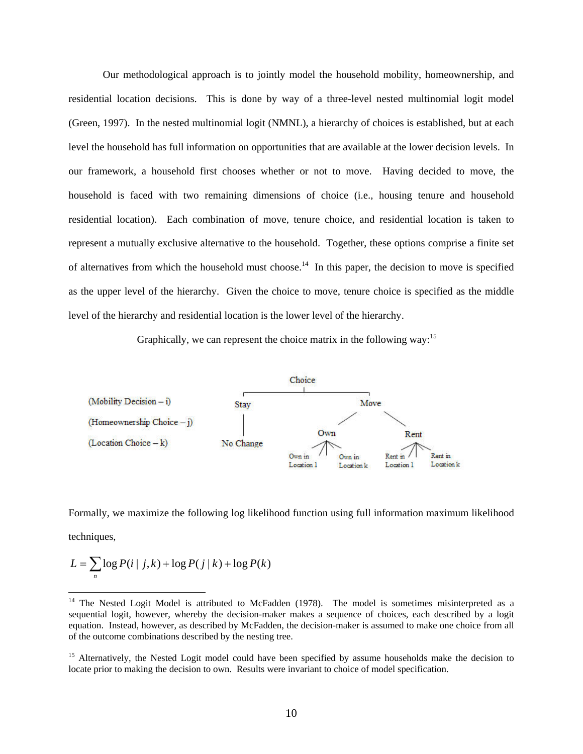Our methodological approach is to jointly model the household mobility, homeownership, and residential location decisions. This is done by way of a three-level nested multinomial logit model (Green, 1997). In the nested multinomial logit (NMNL), a hierarchy of choices is established, but at each level the household has full information on opportunities that are available at the lower decision levels. In our framework, a household first chooses whether or not to move. Having decided to move, the household is faced with two remaining dimensions of choice (i.e., housing tenure and household residential location). Each combination of move, tenure choice, and residential location is taken to represent a mutually exclusive alternative to the household. Together, these options comprise a finite set of alternatives from which the household must choose.[14] In this paper, the decision to move is specified as the upper level of the hierarchy. Given the choice to move, tenure choice is specified as the middle level of the hierarchy and residential location is the lower level of the hierarchy.

Graphically, we can represent the choice matrix in the following way:[15]

```
                                   Choice
                       ┌─────────────┴─────────────┐
(Mobility Decision – i)   Stay                          Move
                           │                    ╱          ╲
(Homeownership Choice – j) │                 Own            Rent
                           │               ╱    ╲          ╱    ╲
(Location Choice – k)   No Change   Own in      Own in   Rent in     Rent in
                                    Location 1  Location k Location 1 Location k
```

Formally, we maximize the following log likelihood function using full information maximum likelihood techniques,

$$L = \sum_{n} \log P(i \mid j,k) + \log P(j \mid k) + \log P(k)$$

---

[14] The Nested Logit Model is attributed to McFadden (1978). The model is sometimes misinterpreted as a sequential logit, however, whereby the decision-maker makes a sequence of choices, each described by a logit equation. Instead, however, as described by McFadden, the decision-maker is assumed to make one choice from all of the outcome combinations described by the nesting tree.

[15] Alternatively, the Nested Logit model could have been specified by assume households make the decision to locate prior to making the decision to own. Results were invariant to choice of model specification.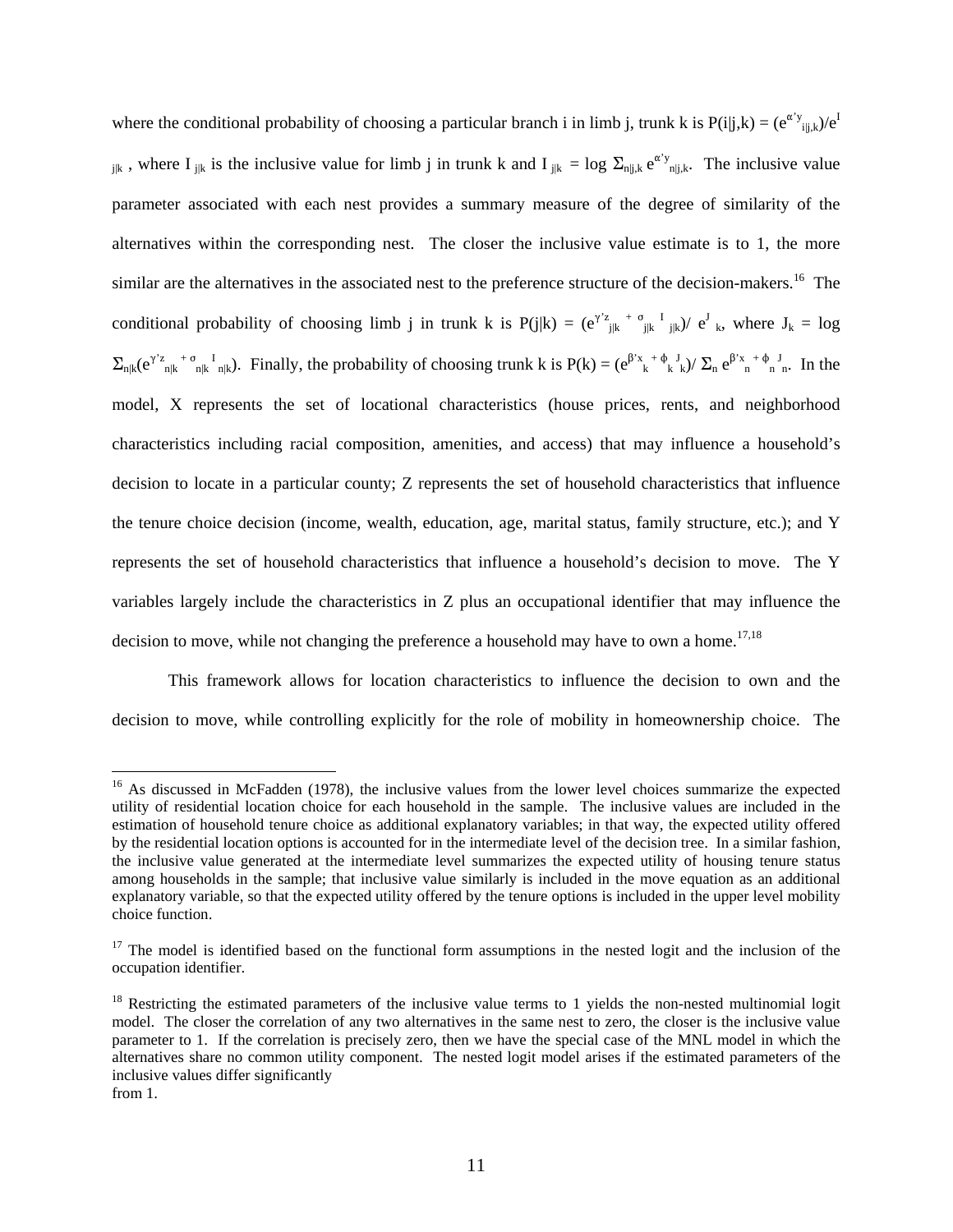where the conditional probability of choosing a particular branch i in limb j, trunk k is $P(i|j,k) = (e^{\alpha' y_{i|j,k}})/e^{I_{j|k}}$, where $I_{j|k}$ is the inclusive value for limb j in trunk k and $I_{j|k} = \log \Sigma_{n|j,k} e^{\alpha' y_{n|j,k}}$. The inclusive value parameter associated with each nest provides a summary measure of the degree of similarity of the alternatives within the corresponding nest. The closer the inclusive value estimate is to 1, the more similar are the alternatives in the associated nest to the preference structure of the decision-makers.[16] The conditional probability of choosing limb j in trunk k is $P(j|k) = (e^{\gamma' z_{j|k} + \sigma_{j|k} I_{j|k}})/ e^{J_k}$, where $J_k = \log \Sigma_{n|k}(e^{\gamma' z_{n|k} + \sigma_{n|k} I_{n|k}})$. Finally, the probability of choosing trunk k is $P(k) = (e^{\beta' x_k + \phi_k J_k})/ \Sigma_n e^{\beta' x_n + \phi_n J_n}$. In the model, X represents the set of locational characteristics (house prices, rents, and neighborhood characteristics including racial composition, amenities, and access) that may influence a household's decision to locate in a particular county; Z represents the set of household characteristics that influence the tenure choice decision (income, wealth, education, age, marital status, family structure, etc.); and Y represents the set of household characteristics that influence a household's decision to move. The Y variables largely include the characteristics in Z plus an occupational identifier that may influence the decision to move, while not changing the preference a household may have to own a home.[17,18]

This framework allows for location characteristics to influence the decision to own and the decision to move, while controlling explicitly for the role of mobility in homeownership choice. The

---

[16] As discussed in McFadden (1978), the inclusive values from the lower level choices summarize the expected utility of residential location choice for each household in the sample. The inclusive values are included in the estimation of household tenure choice as additional explanatory variables; in that way, the expected utility offered by the residential location options is accounted for in the intermediate level of the decision tree. In a similar fashion, the inclusive value generated at the intermediate level summarizes the expected utility of housing tenure status among households in the sample; that inclusive value similarly is included in the move equation as an additional explanatory variable, so that the expected utility offered by the tenure options is included in the upper level mobility choice function.

[17] The model is identified based on the functional form assumptions in the nested logit and the inclusion of the occupation identifier.

[18] Restricting the estimated parameters of the inclusive value terms to 1 yields the non-nested multinomial logit model. The closer the correlation of any two alternatives in the same nest to zero, the closer is the inclusive value parameter to 1. If the correlation is precisely zero, then we have the special case of the MNL model in which the alternatives share no common utility component. The nested logit model arises if the estimated parameters of the inclusive values differ significantly from 1.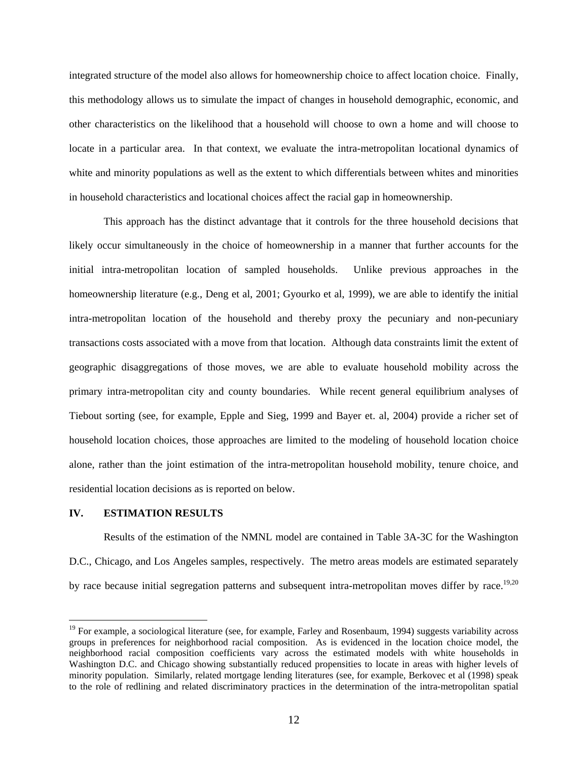integrated structure of the model also allows for homeownership choice to affect location choice. Finally, this methodology allows us to simulate the impact of changes in household demographic, economic, and other characteristics on the likelihood that a household will choose to own a home and will choose to locate in a particular area. In that context, we evaluate the intra-metropolitan locational dynamics of white and minority populations as well as the extent to which differentials between whites and minorities in household characteristics and locational choices affect the racial gap in homeownership.

This approach has the distinct advantage that it controls for the three household decisions that likely occur simultaneously in the choice of homeownership in a manner that further accounts for the initial intra-metropolitan location of sampled households. Unlike previous approaches in the homeownership literature (e.g., Deng et al, 2001; Gyourko et al, 1999), we are able to identify the initial intra-metropolitan location of the household and thereby proxy the pecuniary and non-pecuniary transactions costs associated with a move from that location. Although data constraints limit the extent of geographic disaggregations of those moves, we are able to evaluate household mobility across the primary intra-metropolitan city and county boundaries. While recent general equilibrium analyses of Tiebout sorting (see, for example, Epple and Sieg, 1999 and Bayer et. al, 2004) provide a richer set of household location choices, those approaches are limited to the modeling of household location choice alone, rather than the joint estimation of the intra-metropolitan household mobility, tenure choice, and residential location decisions as is reported on below.

## IV. ESTIMATION RESULTS

Results of the estimation of the NMNL model are contained in Table 3A-3C for the Washington D.C., Chicago, and Los Angeles samples, respectively. The metro areas models are estimated separately by race because initial segregation patterns and subsequent intra-metropolitan moves differ by race.[19,20]

[19] For example, a sociological literature (see, for example, Farley and Rosenbaum, 1994) suggests variability across groups in preferences for neighborhood racial composition. As is evidenced in the location choice model, the neighborhood racial composition coefficients vary across the estimated models with white households in Washington D.C. and Chicago showing substantially reduced propensities to locate in areas with higher levels of minority population. Similarly, related mortgage lending literatures (see, for example, Berkovec et al (1998) speak to the role of redlining and related discriminatory practices in the determination of the intra-metropolitan spatial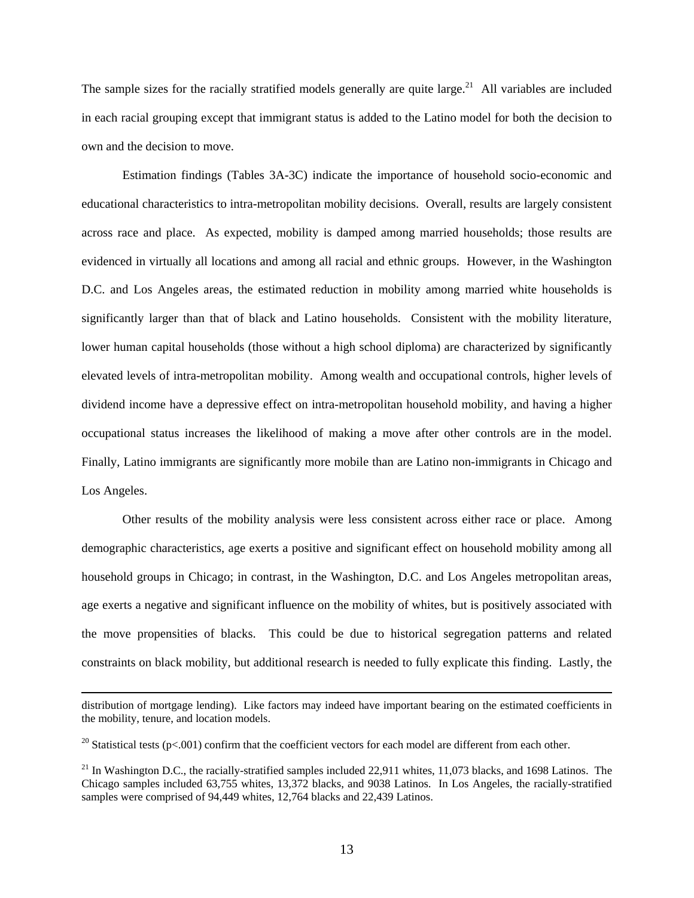The sample sizes for the racially stratified models generally are quite large.[21] All variables are included in each racial grouping except that immigrant status is added to the Latino model for both the decision to own and the decision to move.

Estimation findings (Tables 3A-3C) indicate the importance of household socio-economic and educational characteristics to intra-metropolitan mobility decisions. Overall, results are largely consistent across race and place. As expected, mobility is damped among married households; those results are evidenced in virtually all locations and among all racial and ethnic groups. However, in the Washington D.C. and Los Angeles areas, the estimated reduction in mobility among married white households is significantly larger than that of black and Latino households. Consistent with the mobility literature, lower human capital households (those without a high school diploma) are characterized by significantly elevated levels of intra-metropolitan mobility. Among wealth and occupational controls, higher levels of dividend income have a depressive effect on intra-metropolitan household mobility, and having a higher occupational status increases the likelihood of making a move after other controls are in the model. Finally, Latino immigrants are significantly more mobile than are Latino non-immigrants in Chicago and Los Angeles.

Other results of the mobility analysis were less consistent across either race or place. Among demographic characteristics, age exerts a positive and significant effect on household mobility among all household groups in Chicago; in contrast, in the Washington, D.C. and Los Angeles metropolitan areas, age exerts a negative and significant influence on the mobility of whites, but is positively associated with the move propensities of blacks. This could be due to historical segregation patterns and related constraints on black mobility, but additional research is needed to fully explicate this finding. Lastly, the

---

distribution of mortgage lending). Like factors may indeed have important bearing on the estimated coefficients in the mobility, tenure, and location models.

[20] Statistical tests ($p<.001$) confirm that the coefficient vectors for each model are different from each other.

[21] In Washington D.C., the racially-stratified samples included 22,911 whites, 11,073 blacks, and 1698 Latinos. The Chicago samples included 63,755 whites, 13,372 blacks, and 9038 Latinos. In Los Angeles, the racially-stratified samples were comprised of 94,449 whites, 12,764 blacks and 22,439 Latinos.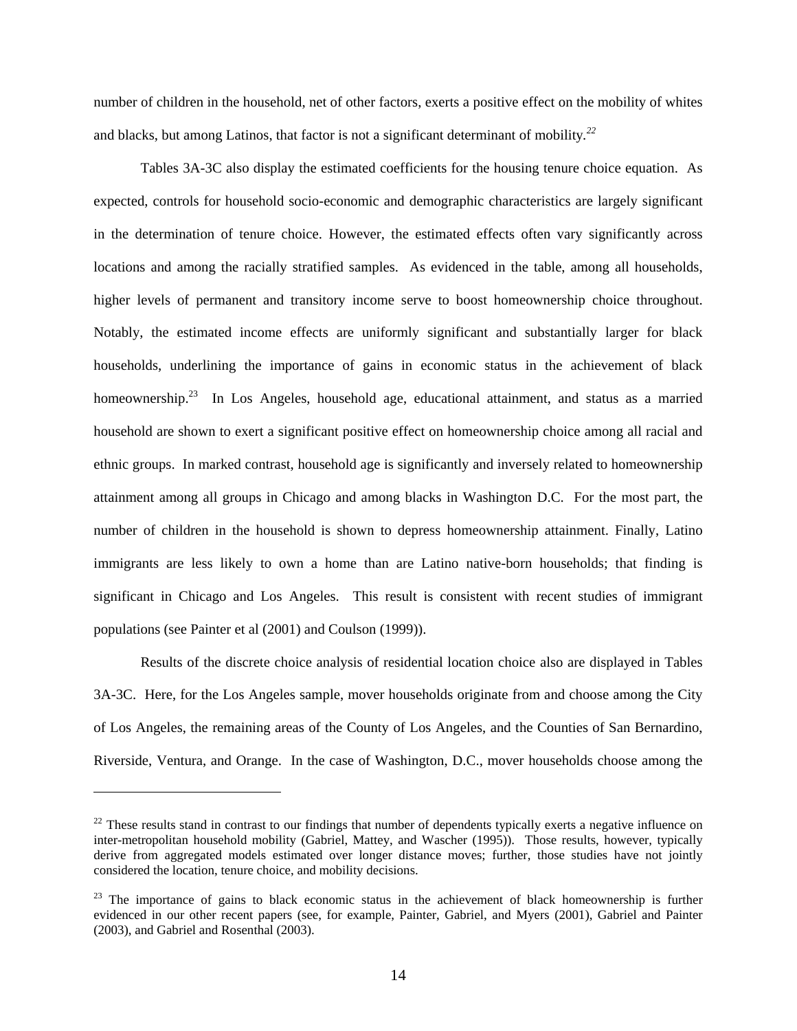number of children in the household, net of other factors, exerts a positive effect on the mobility of whites and blacks, but among Latinos, that factor is not a significant determinant of mobility.[22]

Tables 3A-3C also display the estimated coefficients for the housing tenure choice equation. As expected, controls for household socio-economic and demographic characteristics are largely significant in the determination of tenure choice. However, the estimated effects often vary significantly across locations and among the racially stratified samples. As evidenced in the table, among all households, higher levels of permanent and transitory income serve to boost homeownership choice throughout. Notably, the estimated income effects are uniformly significant and substantially larger for black households, underlining the importance of gains in economic status in the achievement of black homeownership.[23] In Los Angeles, household age, educational attainment, and status as a married household are shown to exert a significant positive effect on homeownership choice among all racial and ethnic groups. In marked contrast, household age is significantly and inversely related to homeownership attainment among all groups in Chicago and among blacks in Washington D.C. For the most part, the number of children in the household is shown to depress homeownership attainment. Finally, Latino immigrants are less likely to own a home than are Latino native-born households; that finding is significant in Chicago and Los Angeles. This result is consistent with recent studies of immigrant populations (see Painter et al (2001) and Coulson (1999)).

Results of the discrete choice analysis of residential location choice also are displayed in Tables 3A-3C. Here, for the Los Angeles sample, mover households originate from and choose among the City of Los Angeles, the remaining areas of the County of Los Angeles, and the Counties of San Bernardino, Riverside, Ventura, and Orange. In the case of Washington, D.C., mover households choose among the

---

[22] These results stand in contrast to our findings that number of dependents typically exerts a negative influence on inter-metropolitan household mobility (Gabriel, Mattey, and Wascher (1995)). Those results, however, typically derive from aggregated models estimated over longer distance moves; further, those studies have not jointly considered the location, tenure choice, and mobility decisions.

[23] The importance of gains to black economic status in the achievement of black homeownership is further evidenced in our other recent papers (see, for example, Painter, Gabriel, and Myers (2001), Gabriel and Painter (2003), and Gabriel and Rosenthal (2003).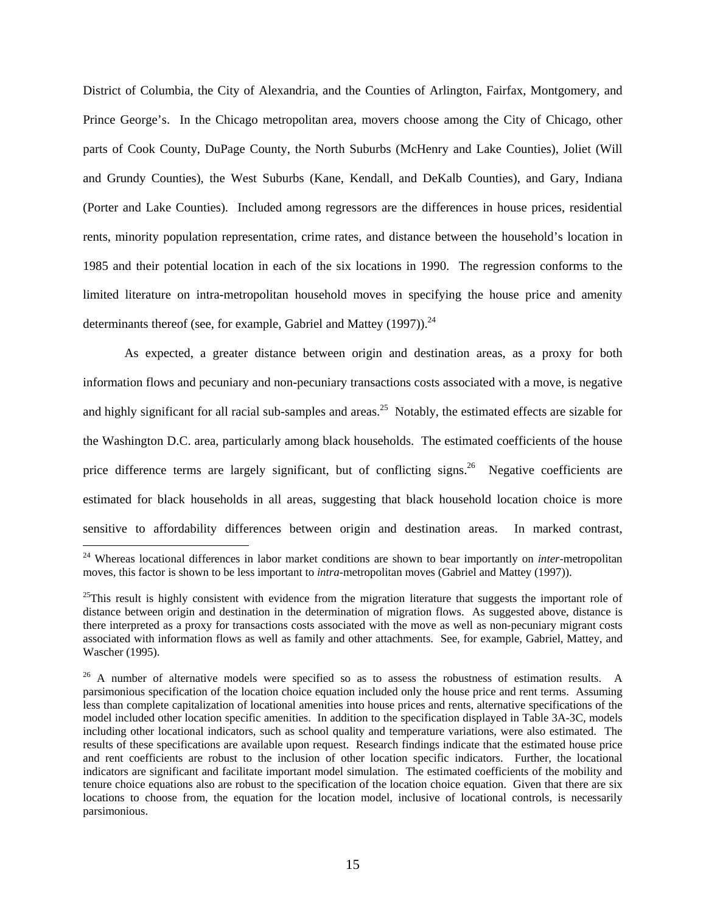District of Columbia, the City of Alexandria, and the Counties of Arlington, Fairfax, Montgomery, and Prince George's. In the Chicago metropolitan area, movers choose among the City of Chicago, other parts of Cook County, DuPage County, the North Suburbs (McHenry and Lake Counties), Joliet (Will and Grundy Counties), the West Suburbs (Kane, Kendall, and DeKalb Counties), and Gary, Indiana (Porter and Lake Counties). Included among regressors are the differences in house prices, residential rents, minority population representation, crime rates, and distance between the household's location in 1985 and their potential location in each of the six locations in 1990. The regression conforms to the limited literature on intra-metropolitan household moves in specifying the house price and amenity determinants thereof (see, for example, Gabriel and Mattey (1997)).[24]

As expected, a greater distance between origin and destination areas, as a proxy for both information flows and pecuniary and non-pecuniary transactions costs associated with a move, is negative and highly significant for all racial sub-samples and areas.[25] Notably, the estimated effects are sizable for the Washington D.C. area, particularly among black households. The estimated coefficients of the house price difference terms are largely significant, but of conflicting signs.[26] Negative coefficients are estimated for black households in all areas, suggesting that black household location choice is more sensitive to affordability differences between origin and destination areas. In marked contrast,

---

[24] Whereas locational differences in labor market conditions are shown to bear importantly on *inter*-metropolitan moves, this factor is shown to be less important to *intra*-metropolitan moves (Gabriel and Mattey (1997)).

[25] This result is highly consistent with evidence from the migration literature that suggests the important role of distance between origin and destination in the determination of migration flows. As suggested above, distance is there interpreted as a proxy for transactions costs associated with the move as well as non-pecuniary migrant costs associated with information flows as well as family and other attachments. See, for example, Gabriel, Mattey, and Wascher (1995).

[26] A number of alternative models were specified so as to assess the robustness of estimation results. A parsimonious specification of the location choice equation included only the house price and rent terms. Assuming less than complete capitalization of locational amenities into house prices and rents, alternative specifications of the model included other location specific amenities. In addition to the specification displayed in Table 3A-3C, models including other locational indicators, such as school quality and temperature variations, were also estimated. The results of these specifications are available upon request. Research findings indicate that the estimated house price and rent coefficients are robust to the inclusion of other location specific indicators. Further, the locational indicators are significant and facilitate important model simulation. The estimated coefficients of the mobility and tenure choice equations also are robust to the specification of the location choice equation. Given that there are six locations to choose from, the equation for the location model, inclusive of locational controls, is necessarily parsimonious.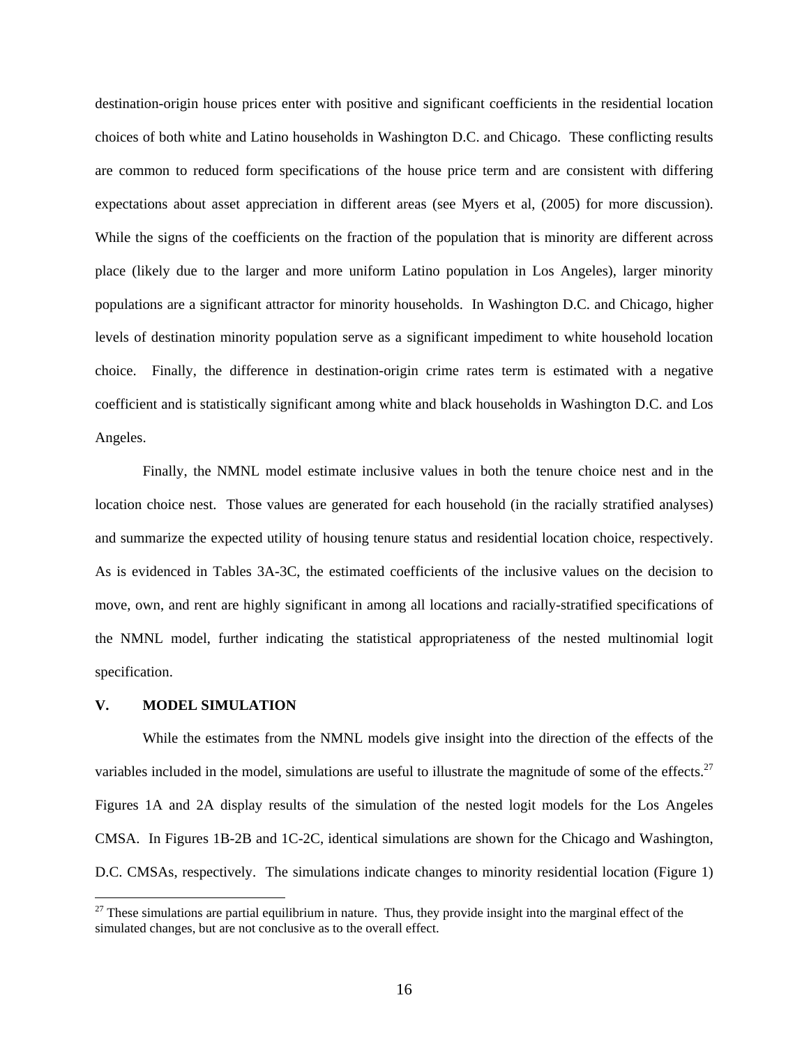destination-origin house prices enter with positive and significant coefficients in the residential location choices of both white and Latino households in Washington D.C. and Chicago. These conflicting results are common to reduced form specifications of the house price term and are consistent with differing expectations about asset appreciation in different areas (see Myers et al, (2005) for more discussion). While the signs of the coefficients on the fraction of the population that is minority are different across place (likely due to the larger and more uniform Latino population in Los Angeles), larger minority populations are a significant attractor for minority households. In Washington D.C. and Chicago, higher levels of destination minority population serve as a significant impediment to white household location choice. Finally, the difference in destination-origin crime rates term is estimated with a negative coefficient and is statistically significant among white and black households in Washington D.C. and Los Angeles.

Finally, the NMNL model estimate inclusive values in both the tenure choice nest and in the location choice nest. Those values are generated for each household (in the racially stratified analyses) and summarize the expected utility of housing tenure status and residential location choice, respectively. As is evidenced in Tables 3A-3C, the estimated coefficients of the inclusive values on the decision to move, own, and rent are highly significant in among all locations and racially-stratified specifications of the NMNL model, further indicating the statistical appropriateness of the nested multinomial logit specification.

## V. MODEL SIMULATION

While the estimates from the NMNL models give insight into the direction of the effects of the variables included in the model, simulations are useful to illustrate the magnitude of some of the effects.[27] Figures 1A and 2A display results of the simulation of the nested logit models for the Los Angeles CMSA. In Figures 1B-2B and 1C-2C, identical simulations are shown for the Chicago and Washington, D.C. CMSAs, respectively. The simulations indicate changes to minority residential location (Figure 1)

[27] These simulations are partial equilibrium in nature. Thus, they provide insight into the marginal effect of the simulated changes, but are not conclusive as to the overall effect.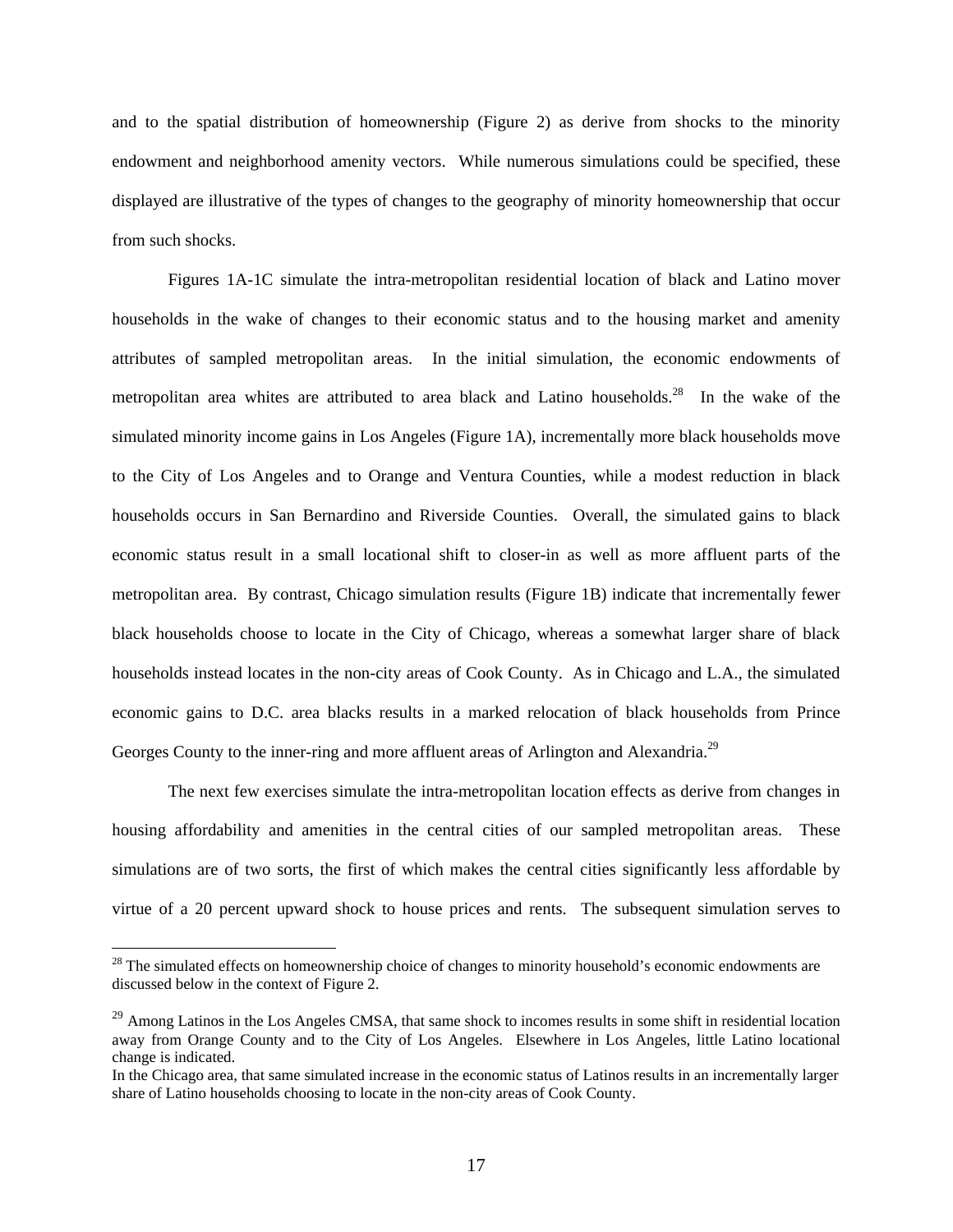and to the spatial distribution of homeownership (Figure 2) as derive from shocks to the minority endowment and neighborhood amenity vectors. While numerous simulations could be specified, these displayed are illustrative of the types of changes to the geography of minority homeownership that occur from such shocks.

Figures 1A-1C simulate the intra-metropolitan residential location of black and Latino mover households in the wake of changes to their economic status and to the housing market and amenity attributes of sampled metropolitan areas. In the initial simulation, the economic endowments of metropolitan area whites are attributed to area black and Latino households.[28] In the wake of the simulated minority income gains in Los Angeles (Figure 1A), incrementally more black households move to the City of Los Angeles and to Orange and Ventura Counties, while a modest reduction in black households occurs in San Bernardino and Riverside Counties. Overall, the simulated gains to black economic status result in a small locational shift to closer-in as well as more affluent parts of the metropolitan area. By contrast, Chicago simulation results (Figure 1B) indicate that incrementally fewer black households choose to locate in the City of Chicago, whereas a somewhat larger share of black households instead locates in the non-city areas of Cook County. As in Chicago and L.A., the simulated economic gains to D.C. area blacks results in a marked relocation of black households from Prince Georges County to the inner-ring and more affluent areas of Arlington and Alexandria.[29]

The next few exercises simulate the intra-metropolitan location effects as derive from changes in housing affordability and amenities in the central cities of our sampled metropolitan areas. These simulations are of two sorts, the first of which makes the central cities significantly less affordable by virtue of a 20 percent upward shock to house prices and rents. The subsequent simulation serves to

---

[28] The simulated effects on homeownership choice of changes to minority household's economic endowments are discussed below in the context of Figure 2.

[29] Among Latinos in the Los Angeles CMSA, that same shock to incomes results in some shift in residential location away from Orange County and to the City of Los Angeles. Elsewhere in Los Angeles, little Latino locational change is indicated.
In the Chicago area, that same simulated increase in the economic status of Latinos results in an incrementally larger share of Latino households choosing to locate in the non-city areas of Cook County.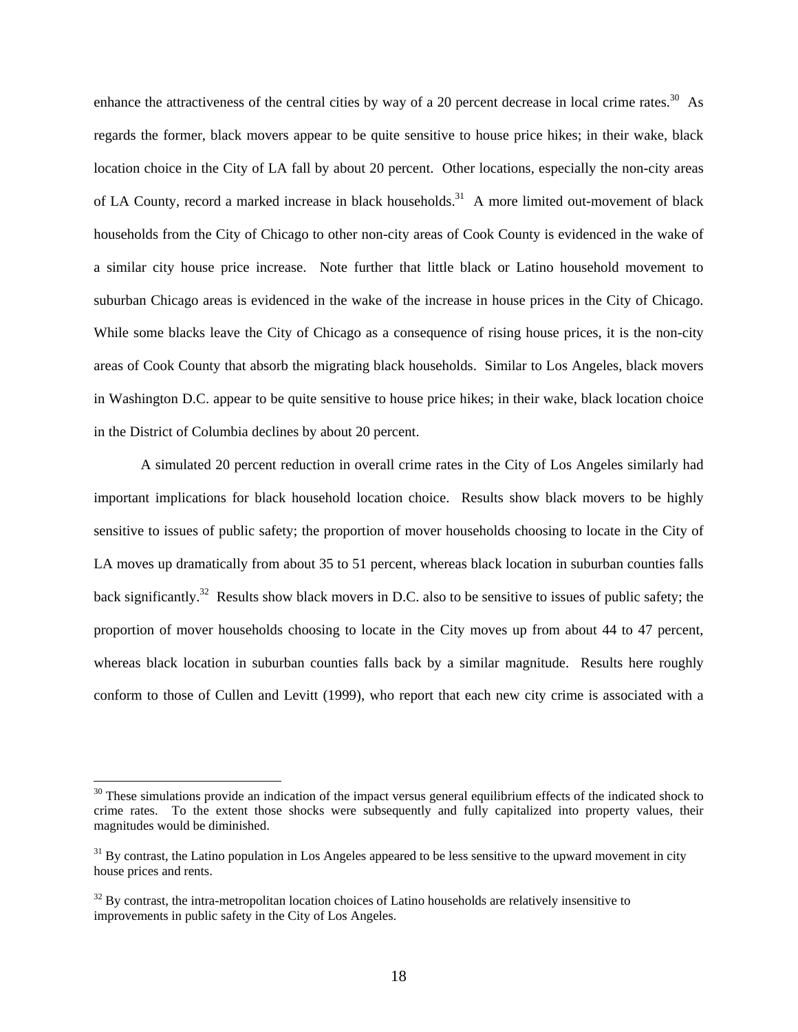enhance the attractiveness of the central cities by way of a 20 percent decrease in local crime rates.[30] As regards the former, black movers appear to be quite sensitive to house price hikes; in their wake, black location choice in the City of LA fall by about 20 percent. Other locations, especially the non-city areas of LA County, record a marked increase in black households.[31] A more limited out-movement of black households from the City of Chicago to other non-city areas of Cook County is evidenced in the wake of a similar city house price increase. Note further that little black or Latino household movement to suburban Chicago areas is evidenced in the wake of the increase in house prices in the City of Chicago. While some blacks leave the City of Chicago as a consequence of rising house prices, it is the non-city areas of Cook County that absorb the migrating black households. Similar to Los Angeles, black movers in Washington D.C. appear to be quite sensitive to house price hikes; in their wake, black location choice in the District of Columbia declines by about 20 percent.

A simulated 20 percent reduction in overall crime rates in the City of Los Angeles similarly had important implications for black household location choice. Results show black movers to be highly sensitive to issues of public safety; the proportion of mover households choosing to locate in the City of LA moves up dramatically from about 35 to 51 percent, whereas black location in suburban counties falls back significantly.[32] Results show black movers in D.C. also to be sensitive to issues of public safety; the proportion of mover households choosing to locate in the City moves up from about 44 to 47 percent, whereas black location in suburban counties falls back by a similar magnitude. Results here roughly conform to those of Cullen and Levitt (1999), who report that each new city crime is associated with a

---

[30] These simulations provide an indication of the impact versus general equilibrium effects of the indicated shock to crime rates. To the extent those shocks were subsequently and fully capitalized into property values, their magnitudes would be diminished.

[31] By contrast, the Latino population in Los Angeles appeared to be less sensitive to the upward movement in city house prices and rents.

[32] By contrast, the intra-metropolitan location choices of Latino households are relatively insensitive to improvements in public safety in the City of Los Angeles.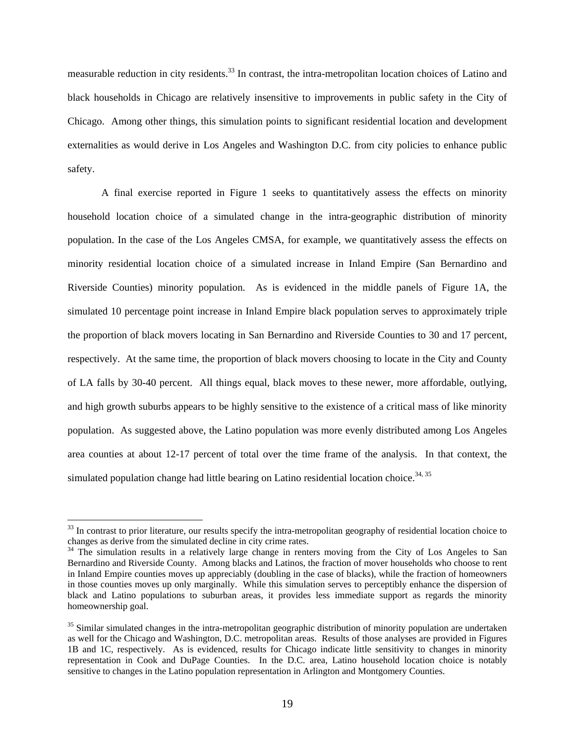measurable reduction in city residents.[33] In contrast, the intra-metropolitan location choices of Latino and black households in Chicago are relatively insensitive to improvements in public safety in the City of Chicago. Among other things, this simulation points to significant residential location and development externalities as would derive in Los Angeles and Washington D.C. from city policies to enhance public safety.

A final exercise reported in Figure 1 seeks to quantitatively assess the effects on minority household location choice of a simulated change in the intra-geographic distribution of minority population. In the case of the Los Angeles CMSA, for example, we quantitatively assess the effects on minority residential location choice of a simulated increase in Inland Empire (San Bernardino and Riverside Counties) minority population. As is evidenced in the middle panels of Figure 1A, the simulated 10 percentage point increase in Inland Empire black population serves to approximately triple the proportion of black movers locating in San Bernardino and Riverside Counties to 30 and 17 percent, respectively. At the same time, the proportion of black movers choosing to locate in the City and County of LA falls by 30-40 percent. All things equal, black moves to these newer, more affordable, outlying, and high growth suburbs appears to be highly sensitive to the existence of a critical mass of like minority population. As suggested above, the Latino population was more evenly distributed among Los Angeles area counties at about 12-17 percent of total over the time frame of the analysis. In that context, the simulated population change had little bearing on Latino residential location choice.[34, 35]

---

[33] In contrast to prior literature, our results specify the intra-metropolitan geography of residential location choice to changes as derive from the simulated decline in city crime rates.

[34] The simulation results in a relatively large change in renters moving from the City of Los Angeles to San Bernardino and Riverside County. Among blacks and Latinos, the fraction of mover households who choose to rent in Inland Empire counties moves up appreciably (doubling in the case of blacks), while the fraction of homeowners in those counties moves up only marginally. While this simulation serves to perceptibly enhance the dispersion of black and Latino populations to suburban areas, it provides less immediate support as regards the minority homeownership goal.

[35] Similar simulated changes in the intra-metropolitan geographic distribution of minority population are undertaken as well for the Chicago and Washington, D.C. metropolitan areas. Results of those analyses are provided in Figures 1B and 1C, respectively. As is evidenced, results for Chicago indicate little sensitivity to changes in minority representation in Cook and DuPage Counties. In the D.C. area, Latino household location choice is notably sensitive to changes in the Latino population representation in Arlington and Montgomery Counties.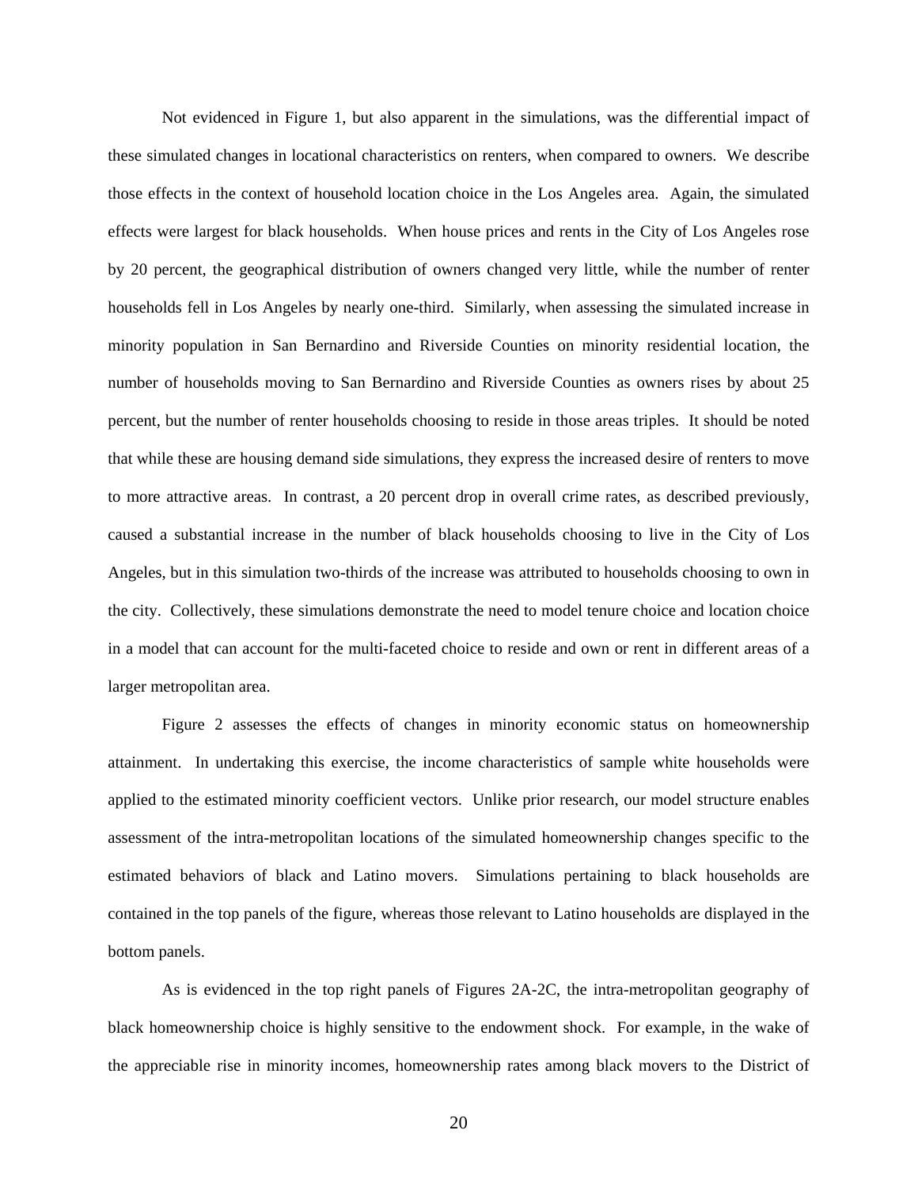Not evidenced in Figure 1, but also apparent in the simulations, was the differential impact of these simulated changes in locational characteristics on renters, when compared to owners. We describe those effects in the context of household location choice in the Los Angeles area. Again, the simulated effects were largest for black households. When house prices and rents in the City of Los Angeles rose by 20 percent, the geographical distribution of owners changed very little, while the number of renter households fell in Los Angeles by nearly one-third. Similarly, when assessing the simulated increase in minority population in San Bernardino and Riverside Counties on minority residential location, the number of households moving to San Bernardino and Riverside Counties as owners rises by about 25 percent, but the number of renter households choosing to reside in those areas triples. It should be noted that while these are housing demand side simulations, they express the increased desire of renters to move to more attractive areas. In contrast, a 20 percent drop in overall crime rates, as described previously, caused a substantial increase in the number of black households choosing to live in the City of Los Angeles, but in this simulation two-thirds of the increase was attributed to households choosing to own in the city. Collectively, these simulations demonstrate the need to model tenure choice and location choice in a model that can account for the multi-faceted choice to reside and own or rent in different areas of a larger metropolitan area.

Figure 2 assesses the effects of changes in minority economic status on homeownership attainment. In undertaking this exercise, the income characteristics of sample white households were applied to the estimated minority coefficient vectors. Unlike prior research, our model structure enables assessment of the intra-metropolitan locations of the simulated homeownership changes specific to the estimated behaviors of black and Latino movers. Simulations pertaining to black households are contained in the top panels of the figure, whereas those relevant to Latino households are displayed in the bottom panels.

As is evidenced in the top right panels of Figures 2A-2C, the intra-metropolitan geography of black homeownership choice is highly sensitive to the endowment shock. For example, in the wake of the appreciable rise in minority incomes, homeownership rates among black movers to the District of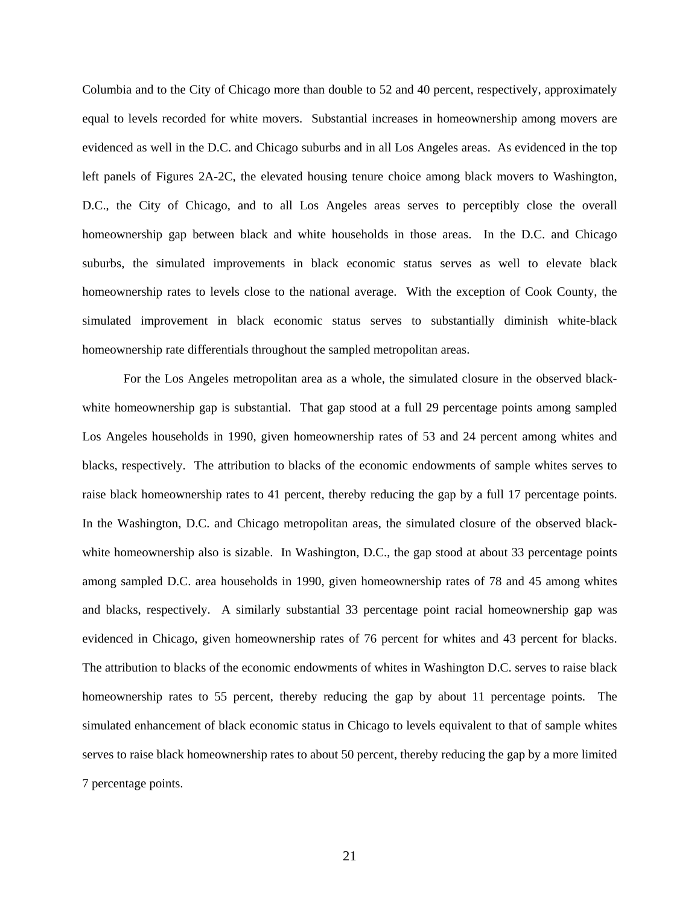Columbia and to the City of Chicago more than double to 52 and 40 percent, respectively, approximately equal to levels recorded for white movers. Substantial increases in homeownership among movers are evidenced as well in the D.C. and Chicago suburbs and in all Los Angeles areas. As evidenced in the top left panels of Figures 2A-2C, the elevated housing tenure choice among black movers to Washington, D.C., the City of Chicago, and to all Los Angeles areas serves to perceptibly close the overall homeownership gap between black and white households in those areas. In the D.C. and Chicago suburbs, the simulated improvements in black economic status serves as well to elevate black homeownership rates to levels close to the national average. With the exception of Cook County, the simulated improvement in black economic status serves to substantially diminish white-black homeownership rate differentials throughout the sampled metropolitan areas.

For the Los Angeles metropolitan area as a whole, the simulated closure in the observed black-white homeownership gap is substantial. That gap stood at a full 29 percentage points among sampled Los Angeles households in 1990, given homeownership rates of 53 and 24 percent among whites and blacks, respectively. The attribution to blacks of the economic endowments of sample whites serves to raise black homeownership rates to 41 percent, thereby reducing the gap by a full 17 percentage points. In the Washington, D.C. and Chicago metropolitan areas, the simulated closure of the observed black-white homeownership also is sizable. In Washington, D.C., the gap stood at about 33 percentage points among sampled D.C. area households in 1990, given homeownership rates of 78 and 45 among whites and blacks, respectively. A similarly substantial 33 percentage point racial homeownership gap was evidenced in Chicago, given homeownership rates of 76 percent for whites and 43 percent for blacks. The attribution to blacks of the economic endowments of whites in Washington D.C. serves to raise black homeownership rates to 55 percent, thereby reducing the gap by about 11 percentage points. The simulated enhancement of black economic status in Chicago to levels equivalent to that of sample whites serves to raise black homeownership rates to about 50 percent, thereby reducing the gap by a more limited 7 percentage points.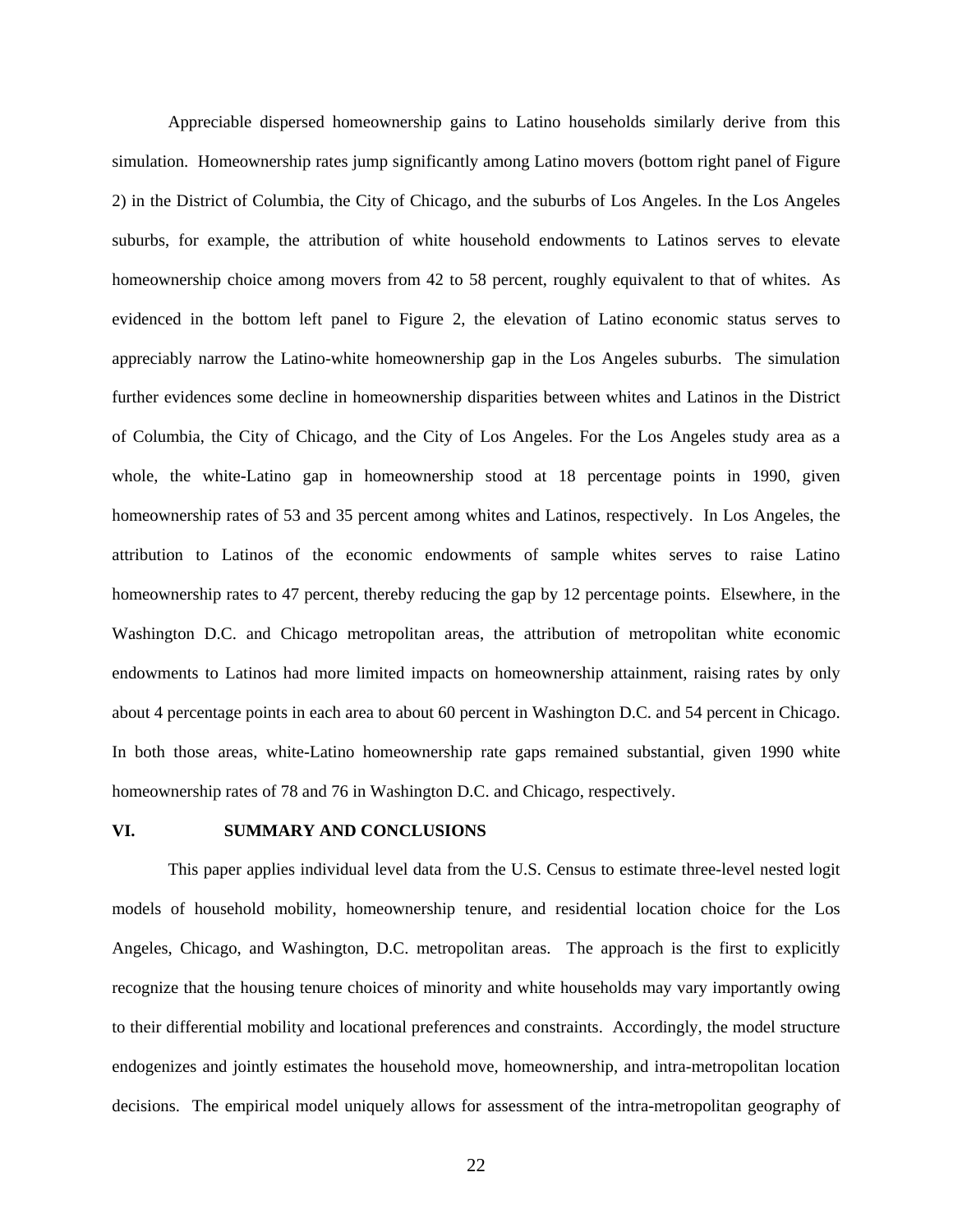Appreciable dispersed homeownership gains to Latino households similarly derive from this simulation. Homeownership rates jump significantly among Latino movers (bottom right panel of Figure 2) in the District of Columbia, the City of Chicago, and the suburbs of Los Angeles. In the Los Angeles suburbs, for example, the attribution of white household endowments to Latinos serves to elevate homeownership choice among movers from 42 to 58 percent, roughly equivalent to that of whites. As evidenced in the bottom left panel to Figure 2, the elevation of Latino economic status serves to appreciably narrow the Latino-white homeownership gap in the Los Angeles suburbs. The simulation further evidences some decline in homeownership disparities between whites and Latinos in the District of Columbia, the City of Chicago, and the City of Los Angeles. For the Los Angeles study area as a whole, the white-Latino gap in homeownership stood at 18 percentage points in 1990, given homeownership rates of 53 and 35 percent among whites and Latinos, respectively. In Los Angeles, the attribution to Latinos of the economic endowments of sample whites serves to raise Latino homeownership rates to 47 percent, thereby reducing the gap by 12 percentage points. Elsewhere, in the Washington D.C. and Chicago metropolitan areas, the attribution of metropolitan white economic endowments to Latinos had more limited impacts on homeownership attainment, raising rates by only about 4 percentage points in each area to about 60 percent in Washington D.C. and 54 percent in Chicago. In both those areas, white-Latino homeownership rate gaps remained substantial, given 1990 white homeownership rates of 78 and 76 in Washington D.C. and Chicago, respectively.

## VI. SUMMARY AND CONCLUSIONS

This paper applies individual level data from the U.S. Census to estimate three-level nested logit models of household mobility, homeownership tenure, and residential location choice for the Los Angeles, Chicago, and Washington, D.C. metropolitan areas. The approach is the first to explicitly recognize that the housing tenure choices of minority and white households may vary importantly owing to their differential mobility and locational preferences and constraints. Accordingly, the model structure endogenizes and jointly estimates the household move, homeownership, and intra-metropolitan location decisions. The empirical model uniquely allows for assessment of the intra-metropolitan geography of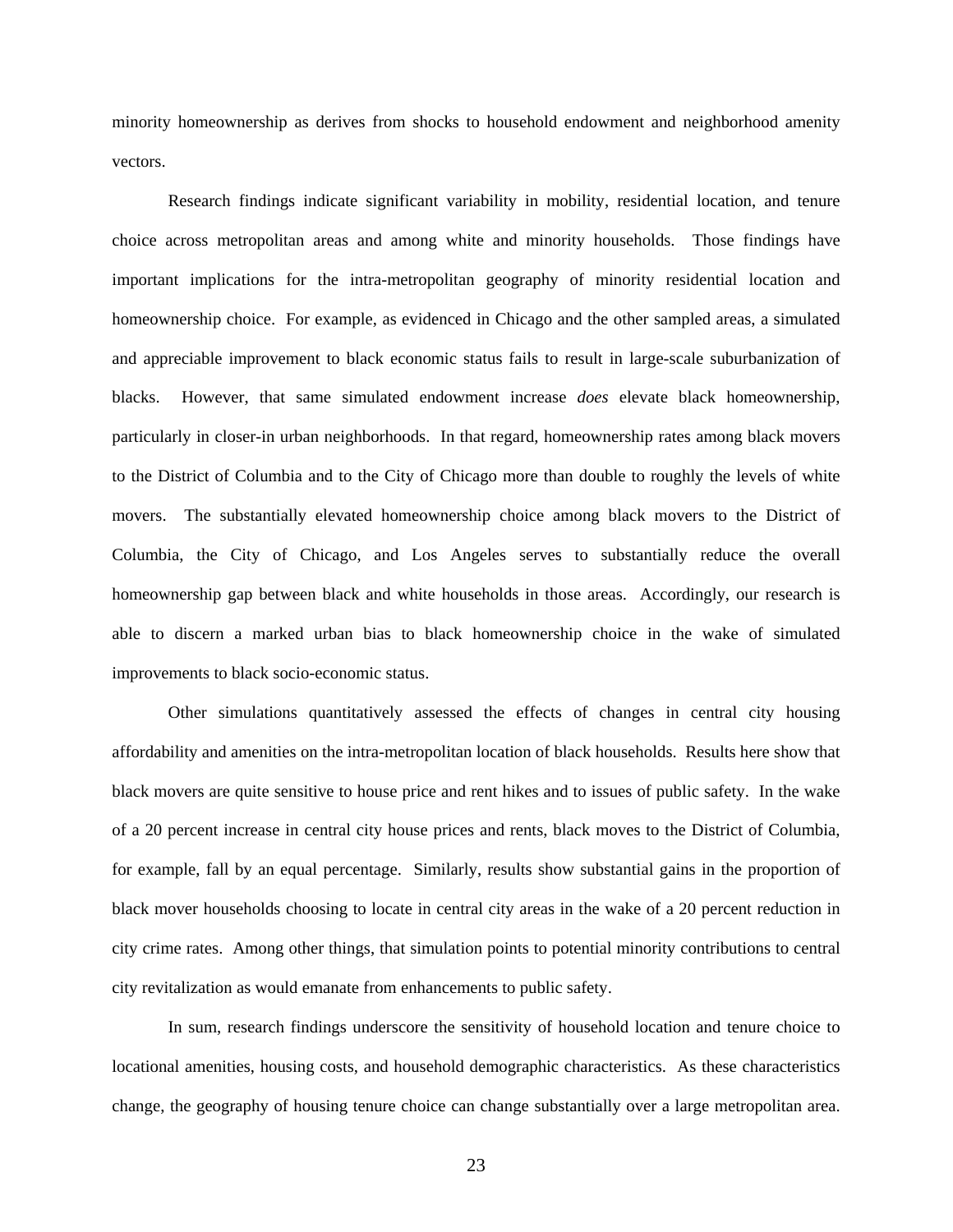minority homeownership as derives from shocks to household endowment and neighborhood amenity vectors.

Research findings indicate significant variability in mobility, residential location, and tenure choice across metropolitan areas and among white and minority households. Those findings have important implications for the intra-metropolitan geography of minority residential location and homeownership choice. For example, as evidenced in Chicago and the other sampled areas, a simulated and appreciable improvement to black economic status fails to result in large-scale suburbanization of blacks. However, that same simulated endowment increase *does* elevate black homeownership, particularly in closer-in urban neighborhoods. In that regard, homeownership rates among black movers to the District of Columbia and to the City of Chicago more than double to roughly the levels of white movers. The substantially elevated homeownership choice among black movers to the District of Columbia, the City of Chicago, and Los Angeles serves to substantially reduce the overall homeownership gap between black and white households in those areas. Accordingly, our research is able to discern a marked urban bias to black homeownership choice in the wake of simulated improvements to black socio-economic status.

Other simulations quantitatively assessed the effects of changes in central city housing affordability and amenities on the intra-metropolitan location of black households. Results here show that black movers are quite sensitive to house price and rent hikes and to issues of public safety. In the wake of a 20 percent increase in central city house prices and rents, black moves to the District of Columbia, for example, fall by an equal percentage. Similarly, results show substantial gains in the proportion of black mover households choosing to locate in central city areas in the wake of a 20 percent reduction in city crime rates. Among other things, that simulation points to potential minority contributions to central city revitalization as would emanate from enhancements to public safety.

In sum, research findings underscore the sensitivity of household location and tenure choice to locational amenities, housing costs, and household demographic characteristics. As these characteristics change, the geography of housing tenure choice can change substantially over a large metropolitan area.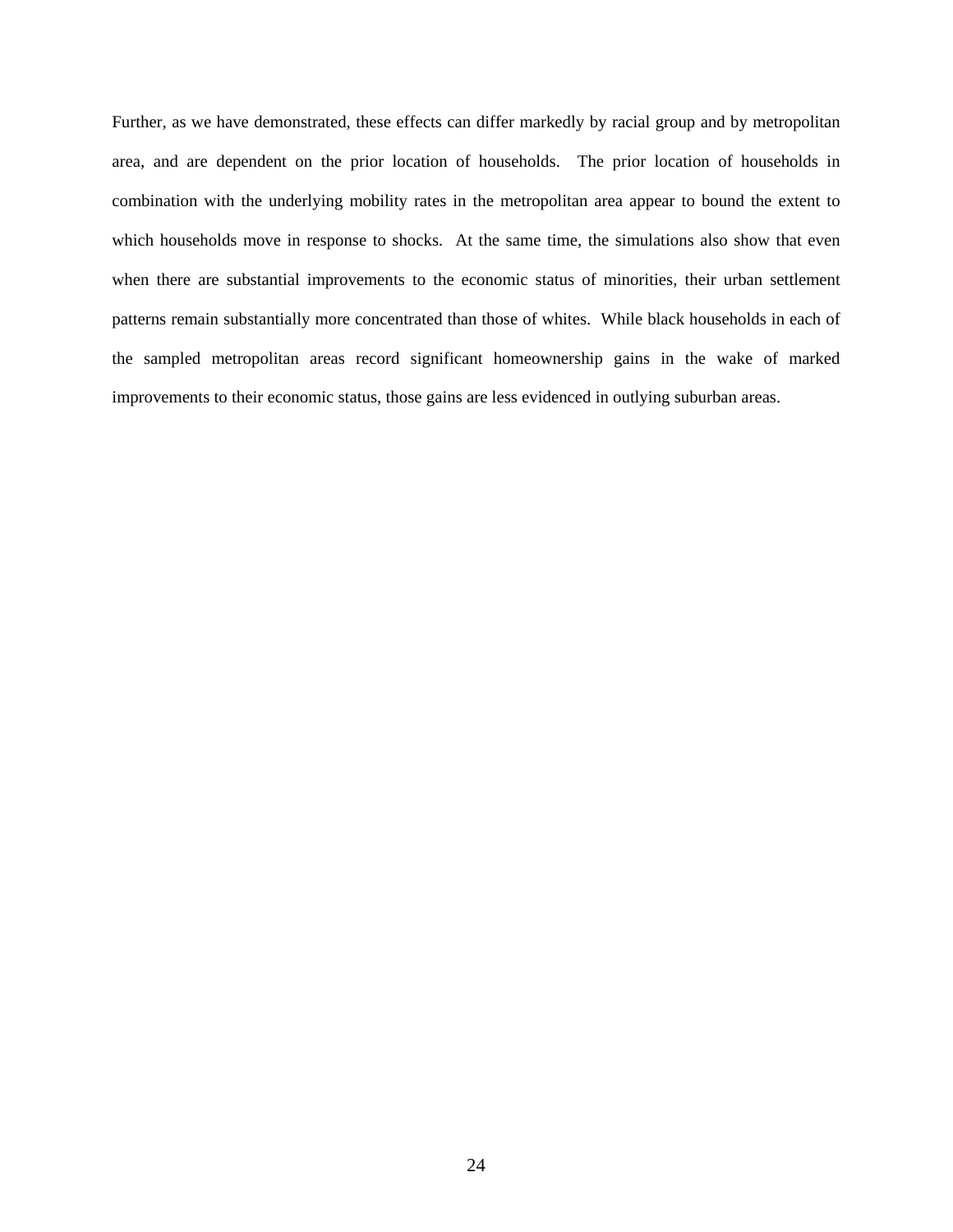Further, as we have demonstrated, these effects can differ markedly by racial group and by metropolitan area, and are dependent on the prior location of households. The prior location of households in combination with the underlying mobility rates in the metropolitan area appear to bound the extent to which households move in response to shocks. At the same time, the simulations also show that even when there are substantial improvements to the economic status of minorities, their urban settlement patterns remain substantially more concentrated than those of whites. While black households in each of the sampled metropolitan areas record significant homeownership gains in the wake of marked improvements to their economic status, those gains are less evidenced in outlying suburban areas.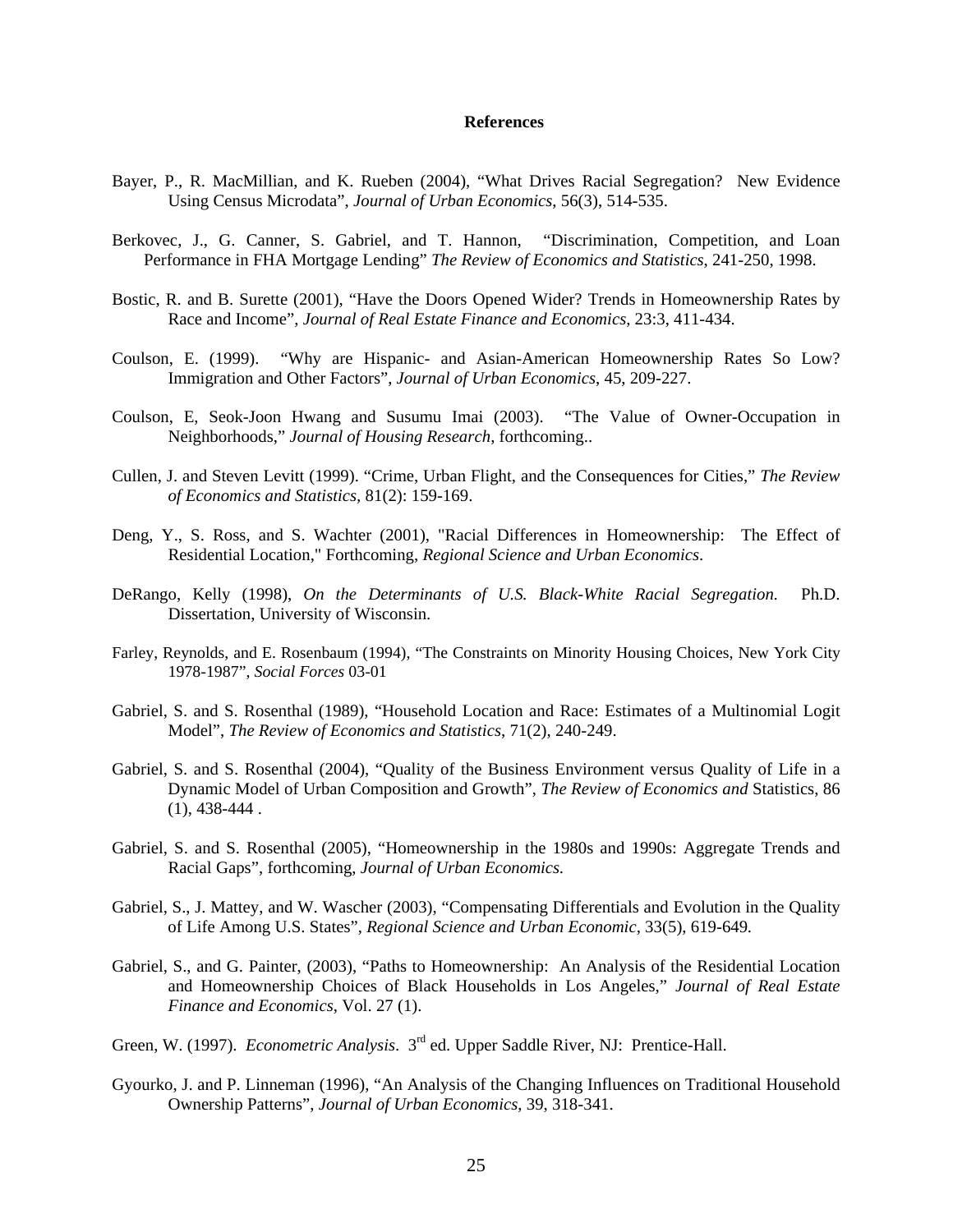**References**

Bayer, P., R. MacMillian, and K. Rueben (2004), “What Drives Racial Segregation? New Evidence Using Census Microdata”, *Journal of Urban Economics*, 56(3), 514-535.

Berkovec, J., G. Canner, S. Gabriel, and T. Hannon, “Discrimination, Competition, and Loan Performance in FHA Mortgage Lending” *The Review of Economics and Statistics*, 241-250, 1998.

Bostic, R. and B. Surette (2001), “Have the Doors Opened Wider? Trends in Homeownership Rates by Race and Income”, *Journal of Real Estate Finance and Economics*, 23:3, 411-434.

Coulson, E. (1999). “Why are Hispanic- and Asian-American Homeownership Rates So Low? Immigration and Other Factors”, *Journal of Urban Economics*, 45, 209-227.

Coulson, E, Seok-Joon Hwang and Susumu Imai (2003). “The Value of Owner-Occupation in Neighborhoods,” *Journal of Housing Research*, forthcoming..

Cullen, J. and Steven Levitt (1999). “Crime, Urban Flight, and the Consequences for Cities,” *The Review of Economics and Statistics*, 81(2): 159-169.

Deng, Y., S. Ross, and S. Wachter (2001), "Racial Differences in Homeownership: The Effect of Residential Location," Forthcoming, *Regional Science and Urban Economics*.

DeRango, Kelly (1998), *On the Determinants of U.S. Black-White Racial Segregation.* Ph.D. Dissertation, University of Wisconsin.

Farley, Reynolds, and E. Rosenbaum (1994), “The Constraints on Minority Housing Choices, New York City 1978-1987”, *Social Forces* 03-01

Gabriel, S. and S. Rosenthal (1989), “Household Location and Race: Estimates of a Multinomial Logit Model”, *The Review of Economics and Statistics*, 71(2), 240-249.

Gabriel, S. and S. Rosenthal (2004), “Quality of the Business Environment versus Quality of Life in a Dynamic Model of Urban Composition and Growth”, *The Review of Economics and* Statistics, 86 (1), 438-444 .

Gabriel, S. and S. Rosenthal (2005), “Homeownership in the 1980s and 1990s: Aggregate Trends and Racial Gaps”, forthcoming, *Journal of Urban Economics.*

Gabriel, S., J. Mattey, and W. Wascher (2003), “Compensating Differentials and Evolution in the Quality of Life Among U.S. States”, *Regional Science and Urban Economic*, 33(5), 619-649.

Gabriel, S., and G. Painter, (2003), “Paths to Homeownership: An Analysis of the Residential Location and Homeownership Choices of Black Households in Los Angeles,” *Journal of Real Estate Finance and Economics*, Vol. 27 (1).

Green, W. (1997). *Econometric Analysis*. 3rd ed. Upper Saddle River, NJ: Prentice-Hall.

Gyourko, J. and P. Linneman (1996), “An Analysis of the Changing Influences on Traditional Household Ownership Patterns”, *Journal of Urban Economics*, 39, 318-341.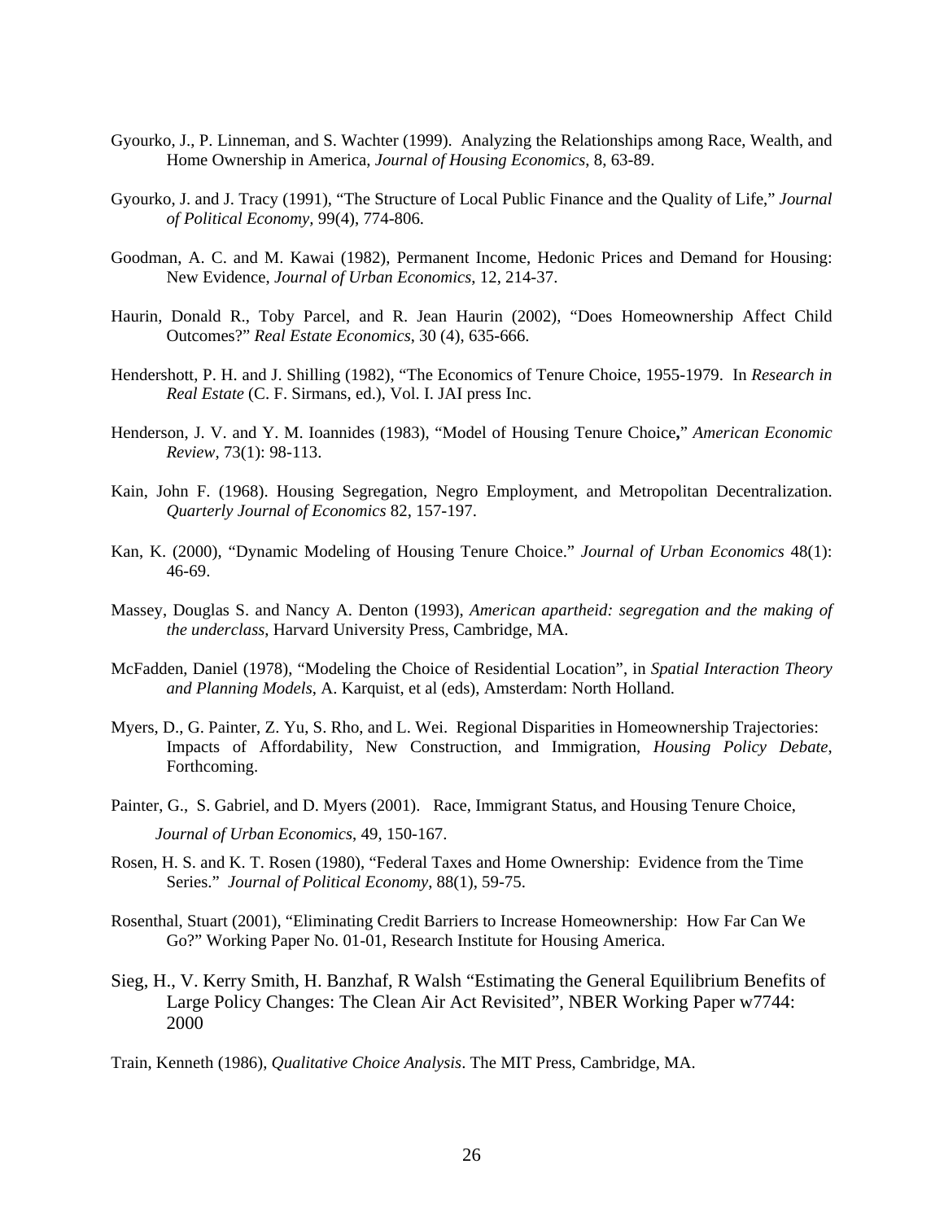Gyourko, J., P. Linneman, and S. Wachter (1999). Analyzing the Relationships among Race, Wealth, and Home Ownership in America, *Journal of Housing Economics*, 8, 63-89.

Gyourko, J. and J. Tracy (1991), "The Structure of Local Public Finance and the Quality of Life," *Journal of Political Economy*, 99(4), 774-806.

Goodman, A. C. and M. Kawai (1982), Permanent Income, Hedonic Prices and Demand for Housing: New Evidence, *Journal of Urban Economics*, 12, 214-37.

Haurin, Donald R., Toby Parcel, and R. Jean Haurin (2002), "Does Homeownership Affect Child Outcomes?" *Real Estate Economics*, 30 (4), 635-666.

Hendershott, P. H. and J. Shilling (1982), "The Economics of Tenure Choice, 1955-1979. In *Research in Real Estate* (C. F. Sirmans, ed.), Vol. I. JAI press Inc.

Henderson, J. V. and Y. M. Ioannides (1983), "Model of Housing Tenure Choice**,**" *American Economic Review*, 73(1): 98-113.

Kain, John F. (1968). Housing Segregation, Negro Employment, and Metropolitan Decentralization. *Quarterly Journal of Economics* 82, 157-197.

Kan, K. (2000), "Dynamic Modeling of Housing Tenure Choice." *Journal of Urban Economics* 48(1): 46-69.

Massey, Douglas S. and Nancy A. Denton (1993), *American apartheid: segregation and the making of the underclass*, Harvard University Press, Cambridge, MA.

McFadden, Daniel (1978), "Modeling the Choice of Residential Location", in *Spatial Interaction Theory and Planning Models*, A. Karquist, et al (eds), Amsterdam: North Holland.

Myers, D., G. Painter, Z. Yu, S. Rho, and L. Wei. Regional Disparities in Homeownership Trajectories: Impacts of Affordability, New Construction, and Immigration, *Housing Policy Debate*, Forthcoming.

Painter, G., S. Gabriel, and D. Myers (2001). Race, Immigrant Status, and Housing Tenure Choice, *Journal of Urban Economics*, 49, 150-167.

Rosen, H. S. and K. T. Rosen (1980), "Federal Taxes and Home Ownership: Evidence from the Time Series." *Journal of Political Economy*, 88(1), 59-75.

Rosenthal, Stuart (2001), "Eliminating Credit Barriers to Increase Homeownership: How Far Can We Go?" Working Paper No. 01-01, Research Institute for Housing America.

Sieg, H., V. Kerry Smith, H. Banzhaf, R Walsh "Estimating the General Equilibrium Benefits of Large Policy Changes: The Clean Air Act Revisited", NBER Working Paper w7744: 2000

Train, Kenneth (1986), *Qualitative Choice Analysis*. The MIT Press, Cambridge, MA.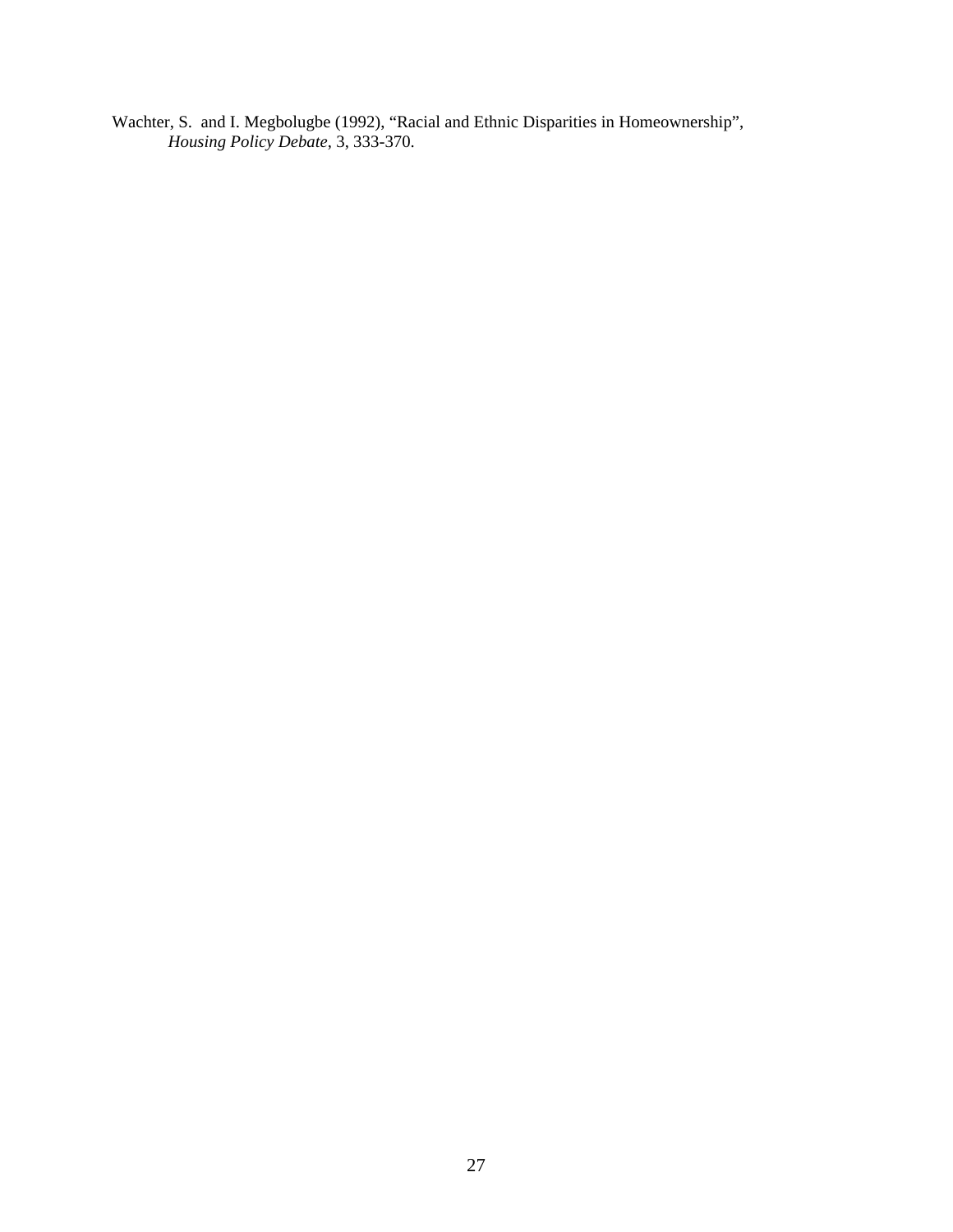Wachter, S. and I. Megbolugbe (1992), "Racial and Ethnic Disparities in Homeownership", *Housing Policy Debate*, 3, 333-370.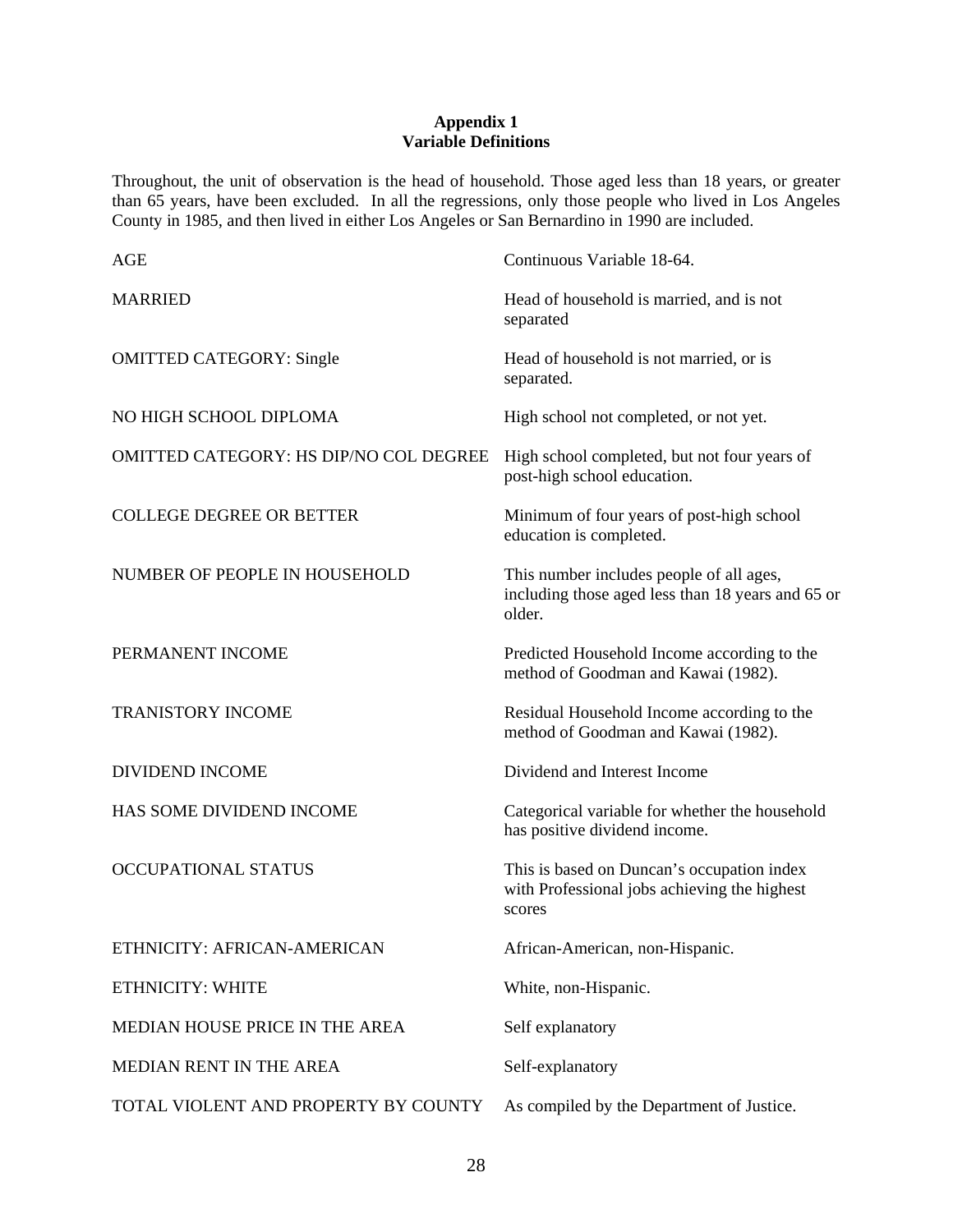**Appendix 1**
**Variable Definitions**

Throughout, the unit of observation is the head of household. Those aged less than 18 years, or greater than 65 years, have been excluded. In all the regressions, only those people who lived in Los Angeles County in 1985, and then lived in either Los Angeles or San Bernardino in 1990 are included.

| | |
|---|---|
| AGE | Continuous Variable 18-64. |
| MARRIED | Head of household is married, and is not separated |
| OMITTED CATEGORY: Single | Head of household is not married, or is separated. |
| NO HIGH SCHOOL DIPLOMA | High school not completed, or not yet. |
| OMITTED CATEGORY: HS DIP/NO COL DEGREE | High school completed, but not four years of post-high school education. |
| COLLEGE DEGREE OR BETTER | Minimum of four years of post-high school education is completed. |
| NUMBER OF PEOPLE IN HOUSEHOLD | This number includes people of all ages, including those aged less than 18 years and 65 or older. |
| PERMANENT INCOME | Predicted Household Income according to the method of Goodman and Kawai (1982). |
| TRANISTORY INCOME | Residual Household Income according to the method of Goodman and Kawai (1982). |
| DIVIDEND INCOME | Dividend and Interest Income |
| HAS SOME DIVIDEND INCOME | Categorical variable for whether the household has positive dividend income. |
| OCCUPATIONAL STATUS | This is based on Duncan's occupation index with Professional jobs achieving the highest scores |
| ETHNICITY: AFRICAN-AMERICAN | African-American, non-Hispanic. |
| ETHNICITY: WHITE | White, non-Hispanic. |
| MEDIAN HOUSE PRICE IN THE AREA | Self explanatory |
| MEDIAN RENT IN THE AREA | Self-explanatory |
| TOTAL VIOLENT AND PROPERTY BY COUNTY | As compiled by the Department of Justice. |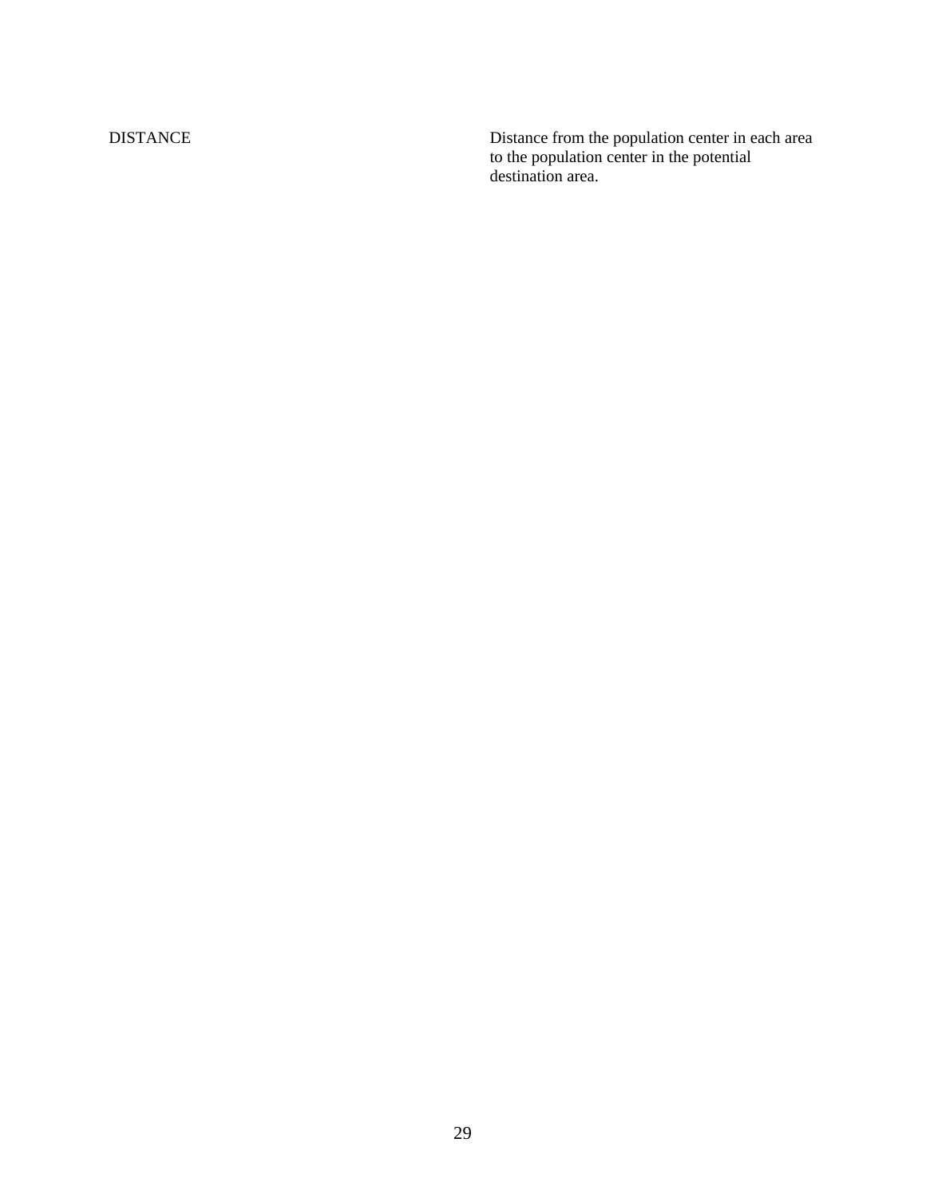| | |
|---|---|
| DISTANCE | Distance from the population center in each area to the population center in the potential destination area. |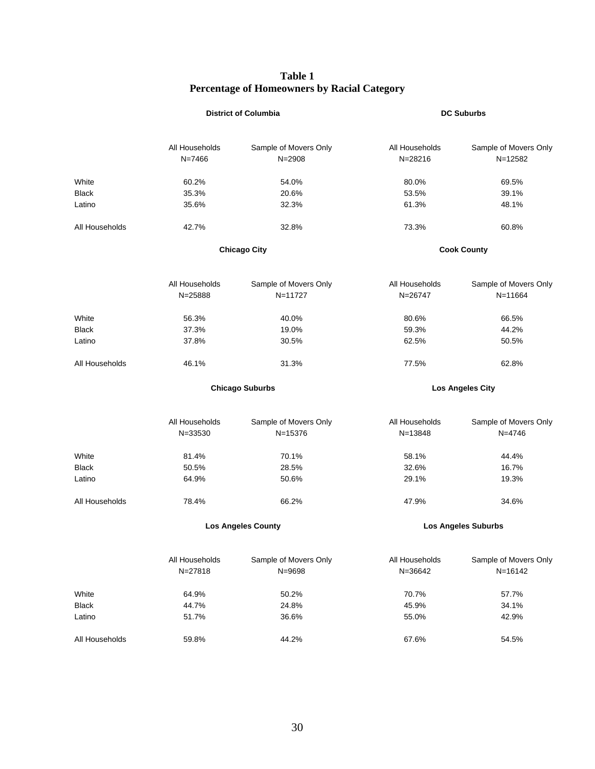**Table 1**
**Percentage of Homeowners by Racial Category**

| | District of Columbia | | DC Suburbs | |
|---|---|---|---|---|
| | All Households N=7466 | Sample of Movers Only N=2908 | All Households N=28216 | Sample of Movers Only N=12582 |
| White | 60.2% | 54.0% | 80.0% | 69.5% |
| Black | 35.3% | 20.6% | 53.5% | 39.1% |
| Latino | 35.6% | 32.3% | 61.3% | 48.1% |
| All Households | 42.7% | 32.8% | 73.3% | 60.8% |

| | Chicago City | | Cook County | |
|---|---|---|---|---|
| | All Households N=25888 | Sample of Movers Only N=11727 | All Households N=26747 | Sample of Movers Only N=11664 |
| White | 56.3% | 40.0% | 80.6% | 66.5% |
| Black | 37.3% | 19.0% | 59.3% | 44.2% |
| Latino | 37.8% | 30.5% | 62.5% | 50.5% |
| All Households | 46.1% | 31.3% | 77.5% | 62.8% |

| | Chicago Suburbs | | Los Angeles City | |
|---|---|---|---|---|
| | All Households N=33530 | Sample of Movers Only N=15376 | All Households N=13848 | Sample of Movers Only N=4746 |
| White | 81.4% | 70.1% | 58.1% | 44.4% |
| Black | 50.5% | 28.5% | 32.6% | 16.7% |
| Latino | 64.9% | 50.6% | 29.1% | 19.3% |
| All Households | 78.4% | 66.2% | 47.9% | 34.6% |

| | Los Angeles County | | Los Angeles Suburbs | |
|---|---|---|---|---|
| | All Households N=27818 | Sample of Movers Only N=9698 | All Households N=36642 | Sample of Movers Only N=16142 |
| White | 64.9% | 50.2% | 70.7% | 57.7% |
| Black | 44.7% | 24.8% | 45.9% | 34.1% |
| Latino | 51.7% | 36.6% | 55.0% | 42.9% |
| All Households | 59.8% | 44.2% | 67.6% | 54.5% |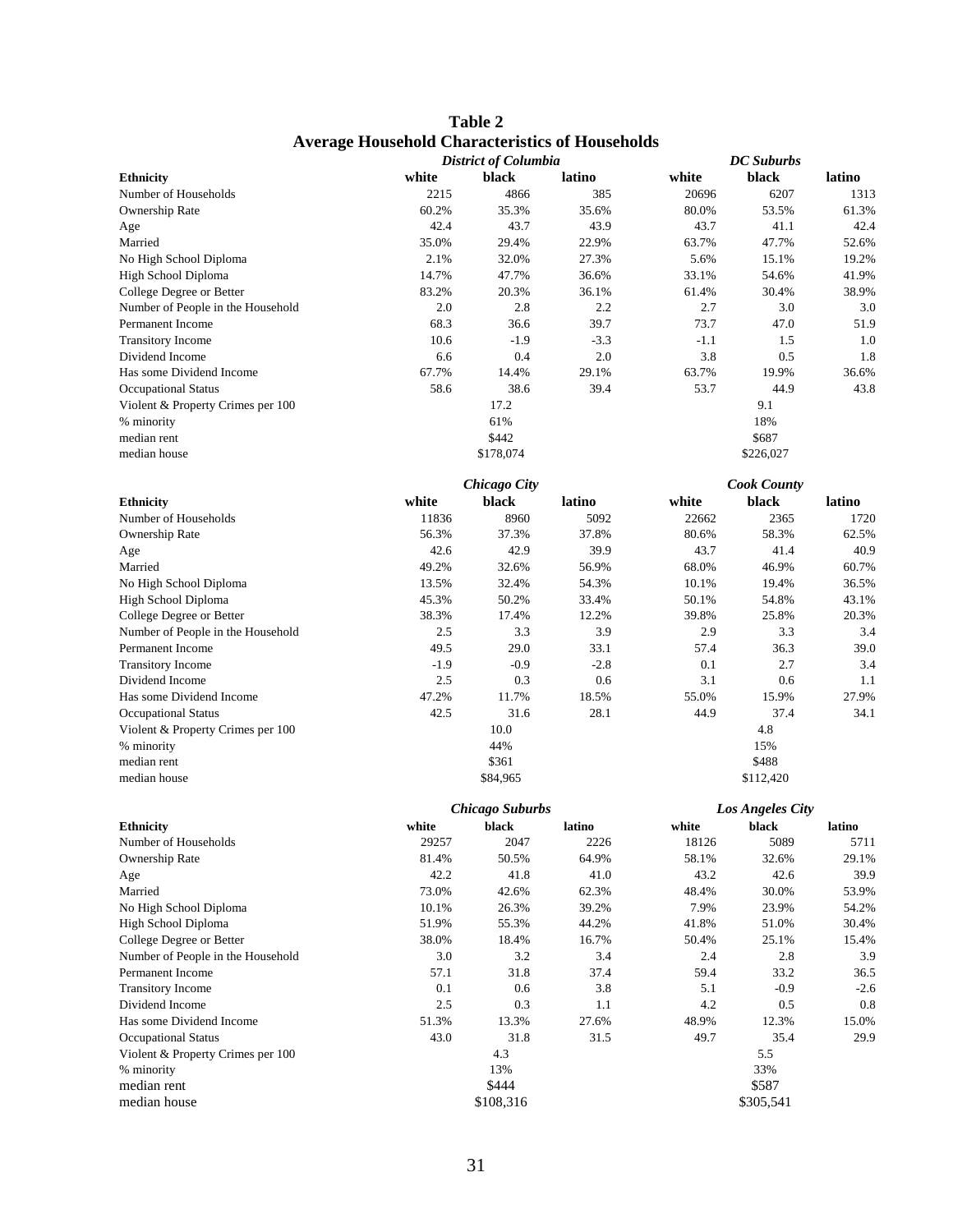## Table 2
## Average Household Characteristics of Households

| | *District of Columbia* | | | *DC Suburbs* | | |
|---|---|---|---|---|---|---|
| **Ethnicity** | **white** | **black** | **latino** | **white** | **black** | **latino** |
| Number of Households | 2215 | 4866 | 385 | 20696 | 6207 | 1313 |
| Ownership Rate | 60.2% | 35.3% | 35.6% | 80.0% | 53.5% | 61.3% |
| Age | 42.4 | 43.7 | 43.9 | 43.7 | 41.1 | 42.4 |
| Married | 35.0% | 29.4% | 22.9% | 63.7% | 47.7% | 52.6% |
| No High School Diploma | 2.1% | 32.0% | 27.3% | 5.6% | 15.1% | 19.2% |
| High School Diploma | 14.7% | 47.7% | 36.6% | 33.1% | 54.6% | 41.9% |
| College Degree or Better | 83.2% | 20.3% | 36.1% | 61.4% | 30.4% | 38.9% |
| Number of People in the Household | 2.0 | 2.8 | 2.2 | 2.7 | 3.0 | 3.0 |
| Permanent Income | 68.3 | 36.6 | 39.7 | 73.7 | 47.0 | 51.9 |
| Transitory Income | 10.6 | -1.9 | -3.3 | -1.1 | 1.5 | 1.0 |
| Dividend Income | 6.6 | 0.4 | 2.0 | 3.8 | 0.5 | 1.8 |
| Has some Dividend Income | 67.7% | 14.4% | 29.1% | 63.7% | 19.9% | 36.6% |
| Occupational Status | 58.6 | 38.6 | 39.4 | 53.7 | 44.9 | 43.8 |
| Violent & Property Crimes per 100 | | 17.2 | | | 9.1 | |
| % minority | | 61% | | | 18% | |
| median rent | | \$442 | | | \$687 | |
| median house | | \$178,074 | | | \$226,027 | |

| | *Chicago City* | | | *Cook County* | | |
|---|---|---|---|---|---|---|
| **Ethnicity** | **white** | **black** | **latino** | **white** | **black** | **latino** |
| Number of Households | 11836 | 8960 | 5092 | 22662 | 2365 | 1720 |
| Ownership Rate | 56.3% | 37.3% | 37.8% | 80.6% | 58.3% | 62.5% |
| Age | 42.6 | 42.9 | 39.9 | 43.7 | 41.4 | 40.9 |
| Married | 49.2% | 32.6% | 56.9% | 68.0% | 46.9% | 60.7% |
| No High School Diploma | 13.5% | 32.4% | 54.3% | 10.1% | 19.4% | 36.5% |
| High School Diploma | 45.3% | 50.2% | 33.4% | 50.1% | 54.8% | 43.1% |
| College Degree or Better | 38.3% | 17.4% | 12.2% | 39.8% | 25.8% | 20.3% |
| Number of People in the Household | 2.5 | 3.3 | 3.9 | 2.9 | 3.3 | 3.4 |
| Permanent Income | 49.5 | 29.0 | 33.1 | 57.4 | 36.3 | 39.0 |
| Transitory Income | -1.9 | -0.9 | -2.8 | 0.1 | 2.7 | 3.4 |
| Dividend Income | 2.5 | 0.3 | 0.6 | 3.1 | 0.6 | 1.1 |
| Has some Dividend Income | 47.2% | 11.7% | 18.5% | 55.0% | 15.9% | 27.9% |
| Occupational Status | 42.5 | 31.6 | 28.1 | 44.9 | 37.4 | 34.1 |
| Violent & Property Crimes per 100 | | 10.0 | | | 4.8 | |
| % minority | | 44% | | | 15% | |
| median rent | | \$361 | | | \$488 | |
| median house | | \$84,965 | | | \$112,420 | |

| | *Chicago Suburbs* | | | *Los Angeles City* | | |
|---|---|---|---|---|---|---|
| **Ethnicity** | **white** | **black** | **latino** | **white** | **black** | **latino** |
| Number of Households | 29257 | 2047 | 2226 | 18126 | 5089 | 5711 |
| Ownership Rate | 81.4% | 50.5% | 64.9% | 58.1% | 32.6% | 29.1% |
| Age | 42.2 | 41.8 | 41.0 | 43.2 | 42.6 | 39.9 |
| Married | 73.0% | 42.6% | 62.3% | 48.4% | 30.0% | 53.9% |
| No High School Diploma | 10.1% | 26.3% | 39.2% | 7.9% | 23.9% | 54.2% |
| High School Diploma | 51.9% | 55.3% | 44.2% | 41.8% | 51.0% | 30.4% |
| College Degree or Better | 38.0% | 18.4% | 16.7% | 50.4% | 25.1% | 15.4% |
| Number of People in the Household | 3.0 | 3.2 | 3.4 | 2.4 | 2.8 | 3.9 |
| Permanent Income | 57.1 | 31.8 | 37.4 | 59.4 | 33.2 | 36.5 |
| Transitory Income | 0.1 | 0.6 | 3.8 | 5.1 | -0.9 | -2.6 |
| Dividend Income | 2.5 | 0.3 | 1.1 | 4.2 | 0.5 | 0.8 |
| Has some Dividend Income | 51.3% | 13.3% | 27.6% | 48.9% | 12.3% | 15.0% |
| Occupational Status | 43.0 | 31.8 | 31.5 | 49.7 | 35.4 | 29.9 |
| Violent & Property Crimes per 100 | | 4.3 | | | 5.5 | |
| % minority | | 13% | | | 33% | |
| median rent | | \$444 | | | \$587 | |
| median house | | \$108,316 | | | \$305,541 | |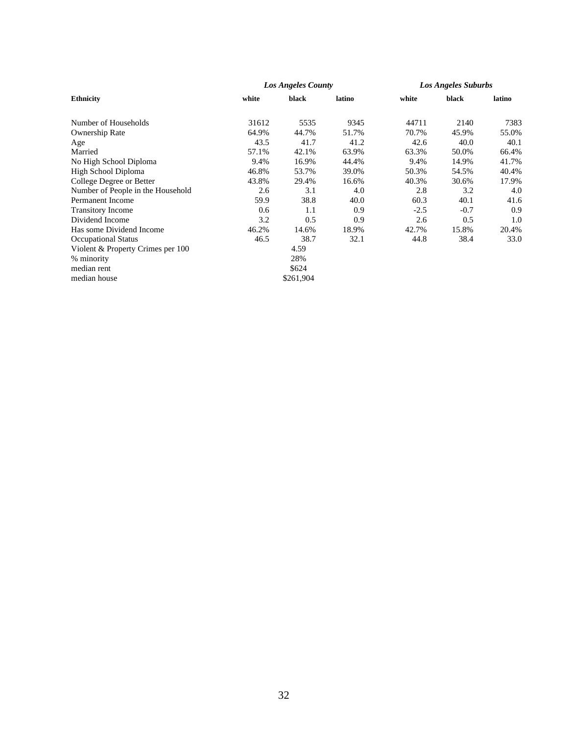| Ethnicity | *Los Angeles County* | | | *Los Angeles Suburbs* | | |
|---|---|---|---|---|---|---|
| | **white** | **black** | **latino** | **white** | **black** | **latino** |
| Number of Households | 31612 | 5535 | 9345 | 44711 | 2140 | 7383 |
| Ownership Rate | 64.9% | 44.7% | 51.7% | 70.7% | 45.9% | 55.0% |
| Age | 43.5 | 41.7 | 41.2 | 42.6 | 40.0 | 40.1 |
| Married | 57.1% | 42.1% | 63.9% | 63.3% | 50.0% | 66.4% |
| No High School Diploma | 9.4% | 16.9% | 44.4% | 9.4% | 14.9% | 41.7% |
| High School Diploma | 46.8% | 53.7% | 39.0% | 50.3% | 54.5% | 40.4% |
| College Degree or Better | 43.8% | 29.4% | 16.6% | 40.3% | 30.6% | 17.9% |
| Number of People in the Household | 2.6 | 3.1 | 4.0 | 2.8 | 3.2 | 4.0 |
| Permanent Income | 59.9 | 38.8 | 40.0 | 60.3 | 40.1 | 41.6 |
| Transitory Income | 0.6 | 1.1 | 0.9 | -2.5 | -0.7 | 0.9 |
| Dividend Income | 3.2 | 0.5 | 0.9 | 2.6 | 0.5 | 1.0 |
| Has some Dividend Income | 46.2% | 14.6% | 18.9% | 42.7% | 15.8% | 20.4% |
| Occupational Status | 46.5 | 38.7 | 32.1 | 44.8 | 38.4 | 33.0 |
| Violent & Property Crimes per 100 | | 4.59 | | | | |
| % minority | | 28% | | | | |
| median rent | | $624 | | | | |
| median house | | $261,904 | | | | |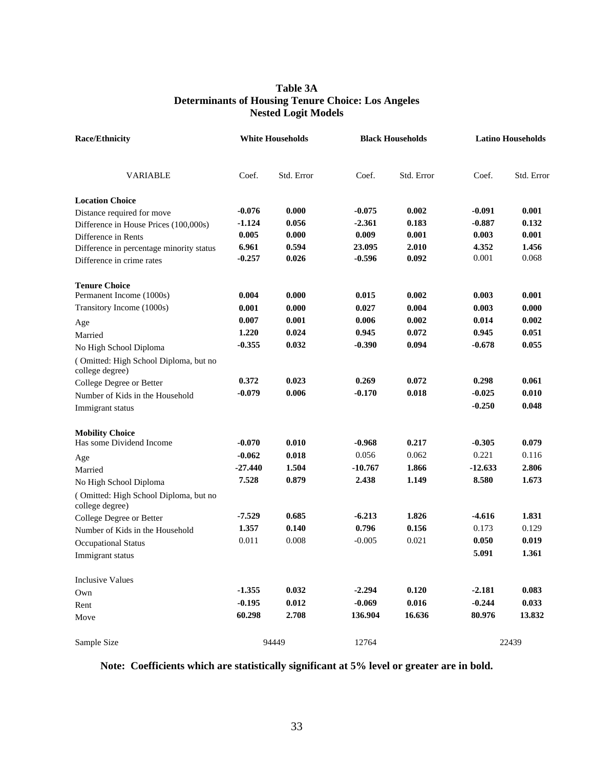# Table 3A
## Determinants of Housing Tenure Choice: Los Angeles
## Nested Logit Models

| Race/Ethnicity | White Households | | Black Households | | Latino Households | |
|---|---|---|---|---|---|---|
| VARIABLE | Coef. | Std. Error | Coef. | Std. Error | Coef. | Std. Error |
| **Location Choice** | | | | | | |
| Distance required for move | **-0.076** | **0.000** | **-0.075** | **0.002** | **-0.091** | **0.001** |
| Difference in House Prices (100,000s) | **-1.124** | **0.056** | **-2.361** | **0.183** | **-0.887** | **0.132** |
| Difference in Rents | **0.005** | **0.000** | **0.009** | **0.001** | **0.003** | **0.001** |
| Difference in percentage minority status | **6.961** | **0.594** | **23.095** | **2.010** | **4.352** | **1.456** |
| Difference in crime rates | **-0.257** | **0.026** | **-0.596** | **0.092** | 0.001 | 0.068 |
| **Tenure Choice** | | | | | | |
| Permanent Income (1000s) | **0.004** | **0.000** | **0.015** | **0.002** | **0.003** | **0.001** |
| Transitory Income (1000s) | **0.001** | **0.000** | **0.027** | **0.004** | **0.003** | **0.000** |
| Age | **0.007** | **0.001** | **0.006** | **0.002** | **0.014** | **0.002** |
| Married | **1.220** | **0.024** | **0.945** | **0.072** | **0.945** | **0.051** |
| No High School Diploma | **-0.355** | **0.032** | **-0.390** | **0.094** | **-0.678** | **0.055** |
| ( Omitted: High School Diploma, but no college degree) | | | | | | |
| College Degree or Better | **0.372** | **0.023** | **0.269** | **0.072** | **0.298** | **0.061** |
| Number of Kids in the Household | **-0.079** | **0.006** | **-0.170** | **0.018** | **-0.025** | **0.010** |
| Immigrant status | | | | | **-0.250** | **0.048** |
| **Mobility Choice** | | | | | | |
| Has some Dividend Income | **-0.070** | **0.010** | **-0.968** | **0.217** | **-0.305** | **0.079** |
| Age | **-0.062** | **0.018** | 0.056 | 0.062 | 0.221 | 0.116 |
| Married | **-27.440** | **1.504** | **-10.767** | **1.866** | **-12.633** | **2.806** |
| No High School Diploma | **7.528** | **0.879** | **2.438** | **1.149** | **8.580** | **1.673** |
| ( Omitted: High School Diploma, but no college degree) | | | | | | |
| College Degree or Better | **-7.529** | **0.685** | **-6.213** | **1.826** | **-4.616** | **1.831** |
| Number of Kids in the Household | **1.357** | **0.140** | **0.796** | **0.156** | 0.173 | 0.129 |
| Occupational Status | 0.011 | 0.008 | -0.005 | 0.021 | **0.050** | **0.019** |
| Immigrant status | | | | | **5.091** | **1.361** |
| Inclusive Values | | | | | | |
| Own | **-1.355** | **0.032** | **-2.294** | **0.120** | **-2.181** | **0.083** |
| Rent | **-0.195** | **0.012** | **-0.069** | **0.016** | **-0.244** | **0.033** |
| Move | **60.298** | **2.708** | **136.904** | **16.636** | **80.976** | **13.832** |
| Sample Size | 94449 | | 12764 | | 22439 | |

**Note: Coefficients which are statistically significant at 5% level or greater are in bold.**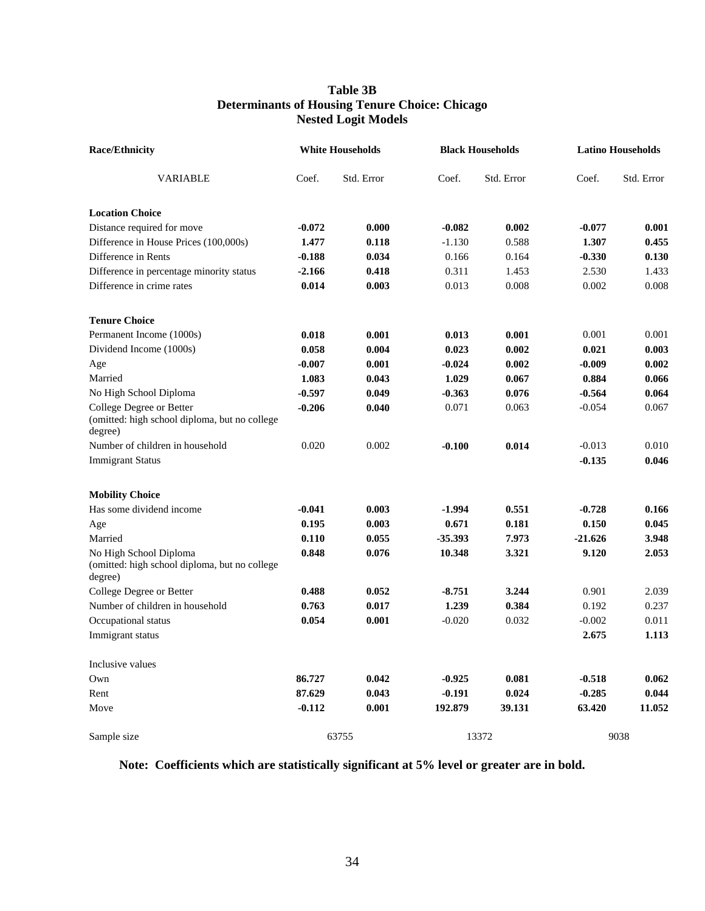# Table 3B
## Determinants of Housing Tenure Choice: Chicago
### Nested Logit Models

| Race/Ethnicity | White Households | | Black Households | | Latino Households | |
|---|---|---|---|---|---|---|
| VARIABLE | Coef. | Std. Error | Coef. | Std. Error | Coef. | Std. Error |
| **Location Choice** | | | | | | |
| Distance required for move | **-0.072** | **0.000** | **-0.082** | **0.002** | **-0.077** | **0.001** |
| Difference in House Prices (100,000s) | **1.477** | **0.118** | -1.130 | 0.588 | **1.307** | **0.455** |
| Difference in Rents | **-0.188** | **0.034** | 0.166 | 0.164 | **-0.330** | **0.130** |
| Difference in percentage minority status | **-2.166** | **0.418** | 0.311 | 1.453 | 2.530 | 1.433 |
| Difference in crime rates | **0.014** | **0.003** | 0.013 | 0.008 | 0.002 | 0.008 |
| **Tenure Choice** | | | | | | |
| Permanent Income (1000s) | **0.018** | **0.001** | **0.013** | **0.001** | 0.001 | 0.001 |
| Dividend Income (1000s) | **0.058** | **0.004** | **0.023** | **0.002** | **0.021** | **0.003** |
| Age | **-0.007** | **0.001** | **-0.024** | **0.002** | **-0.009** | **0.002** |
| Married | **1.083** | **0.043** | **1.029** | **0.067** | **0.884** | **0.066** |
| No High School Diploma | **-0.597** | **0.049** | **-0.363** | **0.076** | **-0.564** | **0.064** |
| College Degree or Better (omitted: high school diploma, but no college degree) | **-0.206** | **0.040** | 0.071 | 0.063 | -0.054 | 0.067 |
| Number of children in household | 0.020 | 0.002 | **-0.100** | **0.014** | -0.013 | 0.010 |
| Immigrant Status | | | | | **-0.135** | **0.046** |
| **Mobility Choice** | | | | | | |
| Has some dividend income | **-0.041** | **0.003** | **-1.994** | **0.551** | **-0.728** | **0.166** |
| Age | **0.195** | **0.003** | **0.671** | **0.181** | **0.150** | **0.045** |
| Married | **0.110** | **0.055** | **-35.393** | **7.973** | **-21.626** | **3.948** |
| No High School Diploma (omitted: high school diploma, but no college degree) | **0.848** | **0.076** | **10.348** | **3.321** | **9.120** | **2.053** |
| College Degree or Better | **0.488** | **0.052** | **-8.751** | **3.244** | 0.901 | 2.039 |
| Number of children in household | **0.763** | **0.017** | **1.239** | **0.384** | 0.192 | 0.237 |
| Occupational status | **0.054** | **0.001** | -0.020 | 0.032 | -0.002 | 0.011 |
| Immigrant status | | | | | **2.675** | **1.113** |
| Inclusive values | | | | | | |
| Own | **86.727** | **0.042** | **-0.925** | **0.081** | **-0.518** | **0.062** |
| Rent | **87.629** | **0.043** | **-0.191** | **0.024** | **-0.285** | **0.044** |
| Move | **-0.112** | **0.001** | **192.879** | **39.131** | **63.420** | **11.052** |
| Sample size | 63755 | | 13372 | | 9038 | |

**Note: Coefficients which are statistically significant at 5% level or greater are in bold.**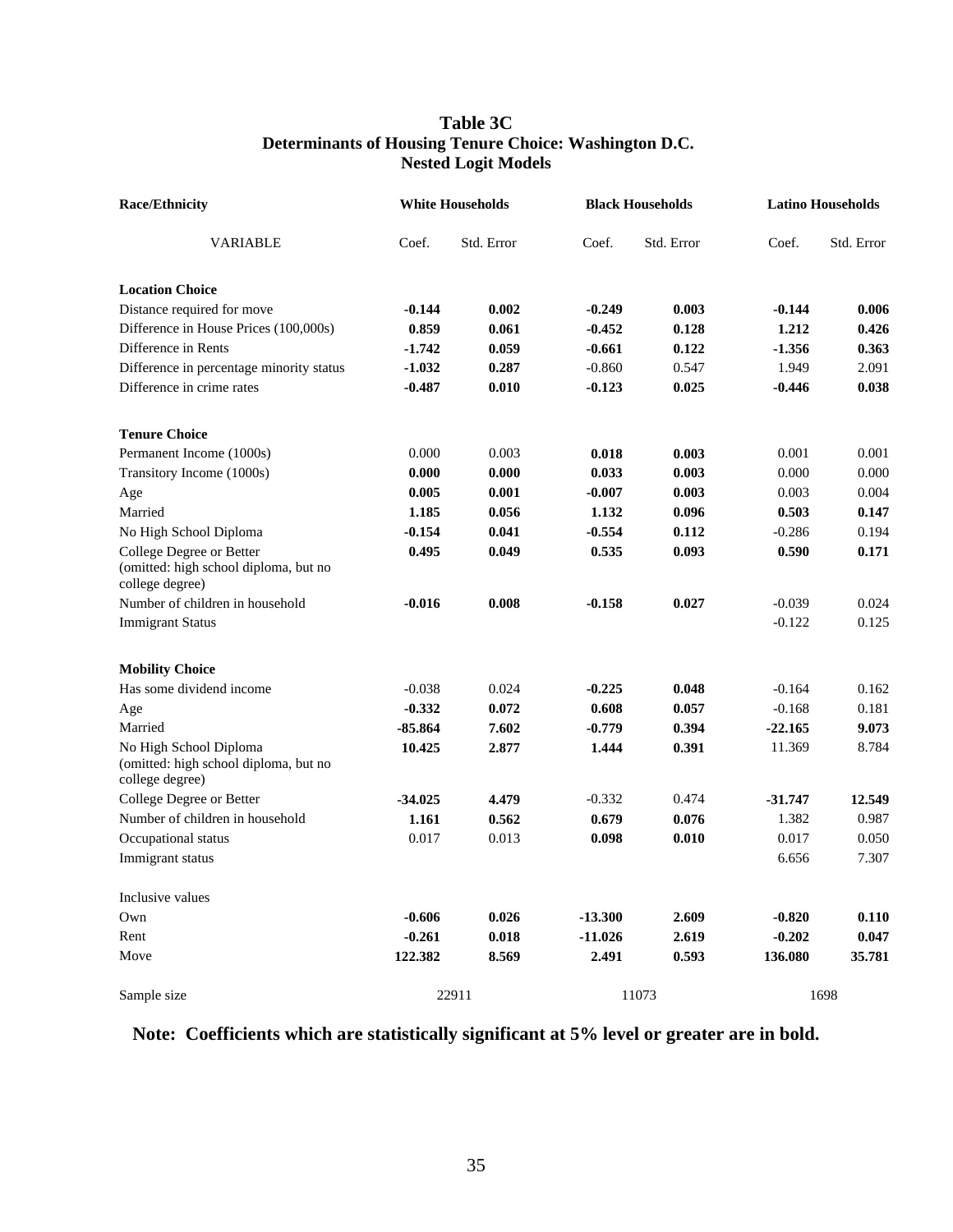# Table 3C
## Determinants of Housing Tenure Choice: Washington D.C.
## Nested Logit Models

| Race/Ethnicity | White Households | | Black Households | | Latino Households | |
|---|---|---|---|---|---|---|
| VARIABLE | Coef. | Std. Error | Coef. | Std. Error | Coef. | Std. Error |
| **Location Choice** | | | | | | |
| Distance required for move | **-0.144** | **0.002** | **-0.249** | **0.003** | **-0.144** | **0.006** |
| Difference in House Prices (100,000s) | **0.859** | **0.061** | **-0.452** | **0.128** | **1.212** | **0.426** |
| Difference in Rents | **-1.742** | **0.059** | **-0.661** | **0.122** | **-1.356** | **0.363** |
| Difference in percentage minority status | **-1.032** | **0.287** | -0.860 | 0.547 | 1.949 | 2.091 |
| Difference in crime rates | **-0.487** | **0.010** | **-0.123** | **0.025** | **-0.446** | **0.038** |
| **Tenure Choice** | | | | | | |
| Permanent Income (1000s) | 0.000 | 0.003 | **0.018** | **0.003** | 0.001 | 0.001 |
| Transitory Income (1000s) | **0.000** | **0.000** | **0.033** | **0.003** | 0.000 | 0.000 |
| Age | **0.005** | **0.001** | **-0.007** | **0.003** | 0.003 | 0.004 |
| Married | **1.185** | **0.056** | **1.132** | **0.096** | **0.503** | **0.147** |
| No High School Diploma | **-0.154** | **0.041** | **-0.554** | **0.112** | -0.286 | 0.194 |
| College Degree or Better (omitted: high school diploma, but no college degree) | **0.495** | **0.049** | **0.535** | **0.093** | **0.590** | **0.171** |
| Number of children in household | **-0.016** | **0.008** | **-0.158** | **0.027** | -0.039 | 0.024 |
| Immigrant Status | | | | | -0.122 | 0.125 |
| **Mobility Choice** | | | | | | |
| Has some dividend income | -0.038 | 0.024 | **-0.225** | **0.048** | -0.164 | 0.162 |
| Age | **-0.332** | **0.072** | **0.608** | **0.057** | -0.168 | 0.181 |
| Married | **-85.864** | **7.602** | **-0.779** | **0.394** | **-22.165** | **9.073** |
| No High School Diploma (omitted: high school diploma, but no college degree) | **10.425** | **2.877** | **1.444** | **0.391** | 11.369 | 8.784 |
| College Degree or Better | **-34.025** | **4.479** | -0.332 | 0.474 | **-31.747** | **12.549** |
| Number of children in household | **1.161** | **0.562** | **0.679** | **0.076** | 1.382 | 0.987 |
| Occupational status | 0.017 | 0.013 | **0.098** | **0.010** | 0.017 | 0.050 |
| Immigrant status | | | | | 6.656 | 7.307 |
| Inclusive values | | | | | | |
| Own | **-0.606** | **0.026** | **-13.300** | **2.609** | **-0.820** | **0.110** |
| Rent | **-0.261** | **0.018** | **-11.026** | **2.619** | **-0.202** | **0.047** |
| Move | **122.382** | **8.569** | **2.491** | **0.593** | **136.080** | **35.781** |
| Sample size | 22911 | | 11073 | | 1698 | |

**Note: Coefficients which are statistically significant at 5% level or greater are in bold.**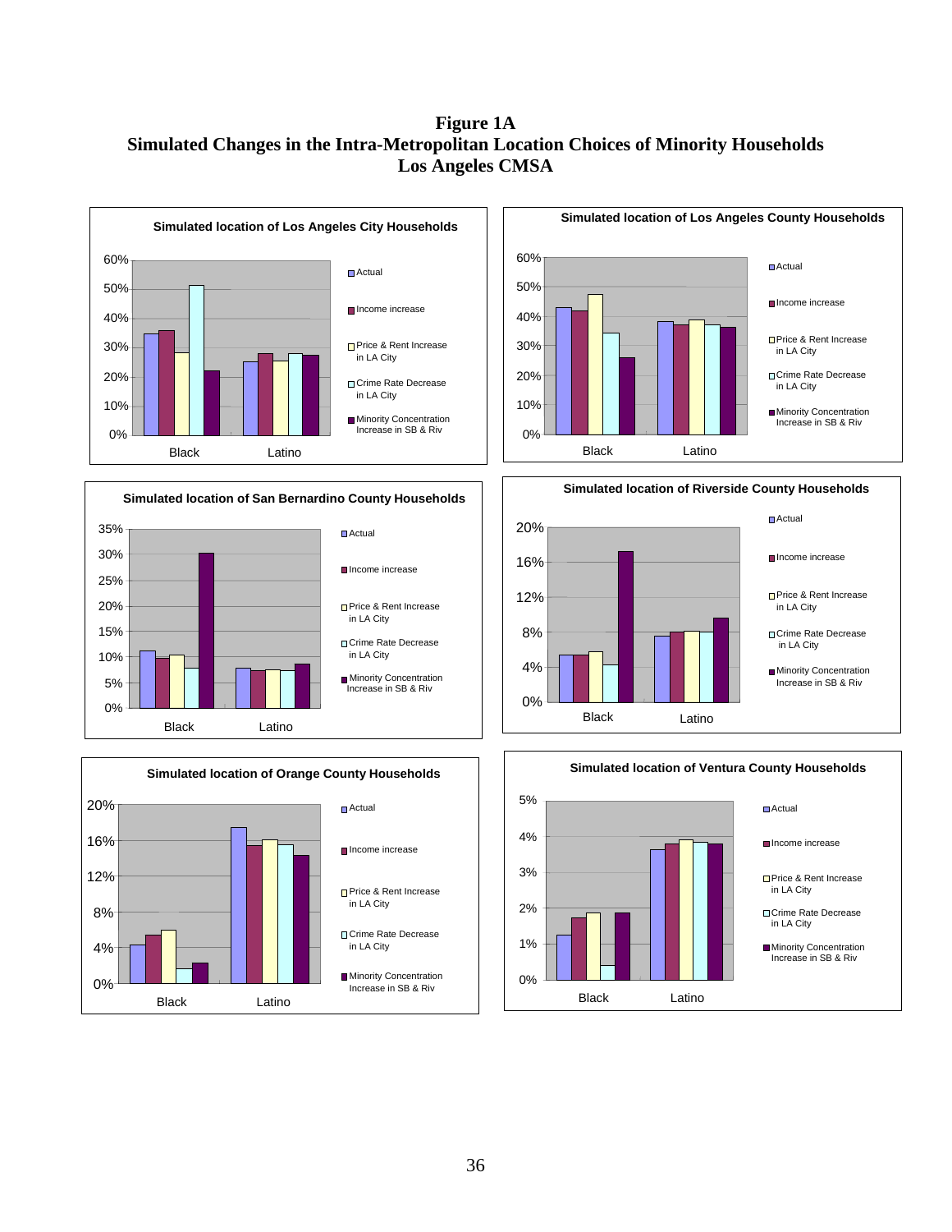**Figure 1A**
**Simulated Changes in the Intra-Metropolitan Location Choices of Minority Households**
**Los Angeles CMSA**

**Simulated location of Los Angeles City Households**

**Simulated location of Los Angeles County Households**

**Simulated location of San Bernardino County Households**

**Simulated location of Riverside County Households**

**Simulated location of Orange County Households**

**Simulated location of Ventura County Households**

Legend (all panels): Actual; Income increase; Price & Rent Increase in LA City; Crime Rate Decrease in LA City; Minority Concentration Increase in SB & Riv

Groups (all panels): Black; Latino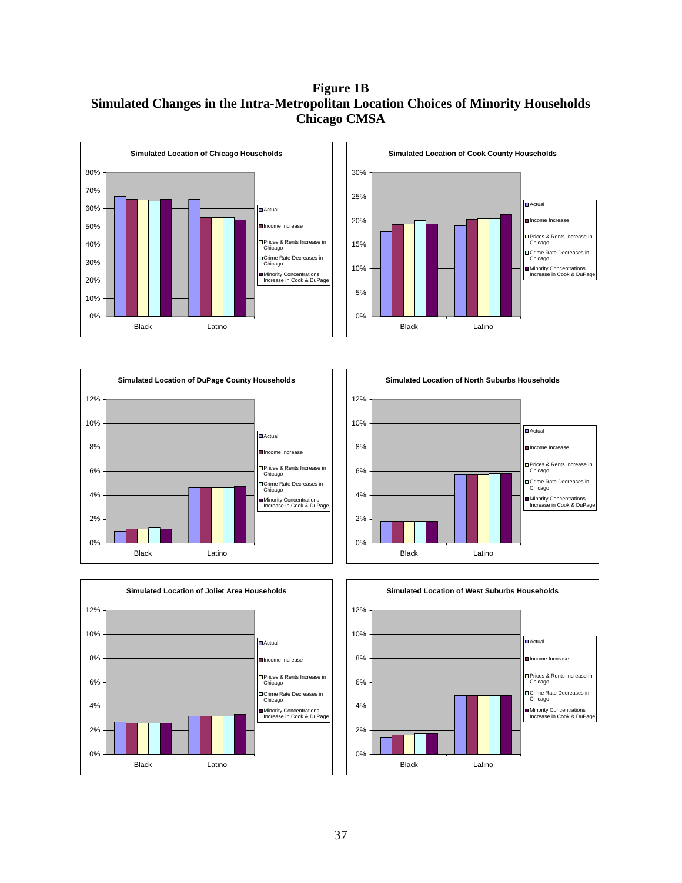**Figure 1B**
**Simulated Changes in the Intra-Metropolitan Location Choices of Minority Households**
**Chicago CMSA**

**Simulated Location of Chicago Households**

**Simulated Location of Cook County Households**

**Simulated Location of DuPage County Households**

**Simulated Location of North Suburbs Households**

**Simulated Location of Joliet Area Households**

**Simulated Location of West Suburbs Households**

Legend (all panels): Actual; Income Increase; Prices & Rents Increase in Chicago; Crime Rate Decreases in Chicago; Minority Concentrations Increase in Cook & DuPage

Categories (all panels): Black; Latino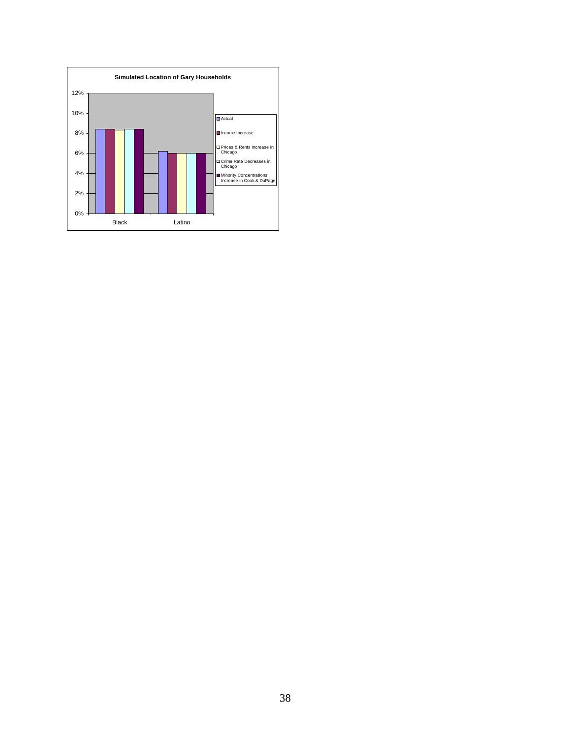**Simulated Location of Gary Households**

| | Actual | Income Increase | Prices & Rents Increase in Chicago | Crime Rate Decreases in Chicago | Minority Concentrations Increase in Cook & DuPage |
|---|---|---|---|---|---|
| Black | 8.4% | 8.4% | 8.3% | 8.4% | 8.4% |
| Latino | 6.2% | 6.0% | 6.0% | 6.0% | 6.0% |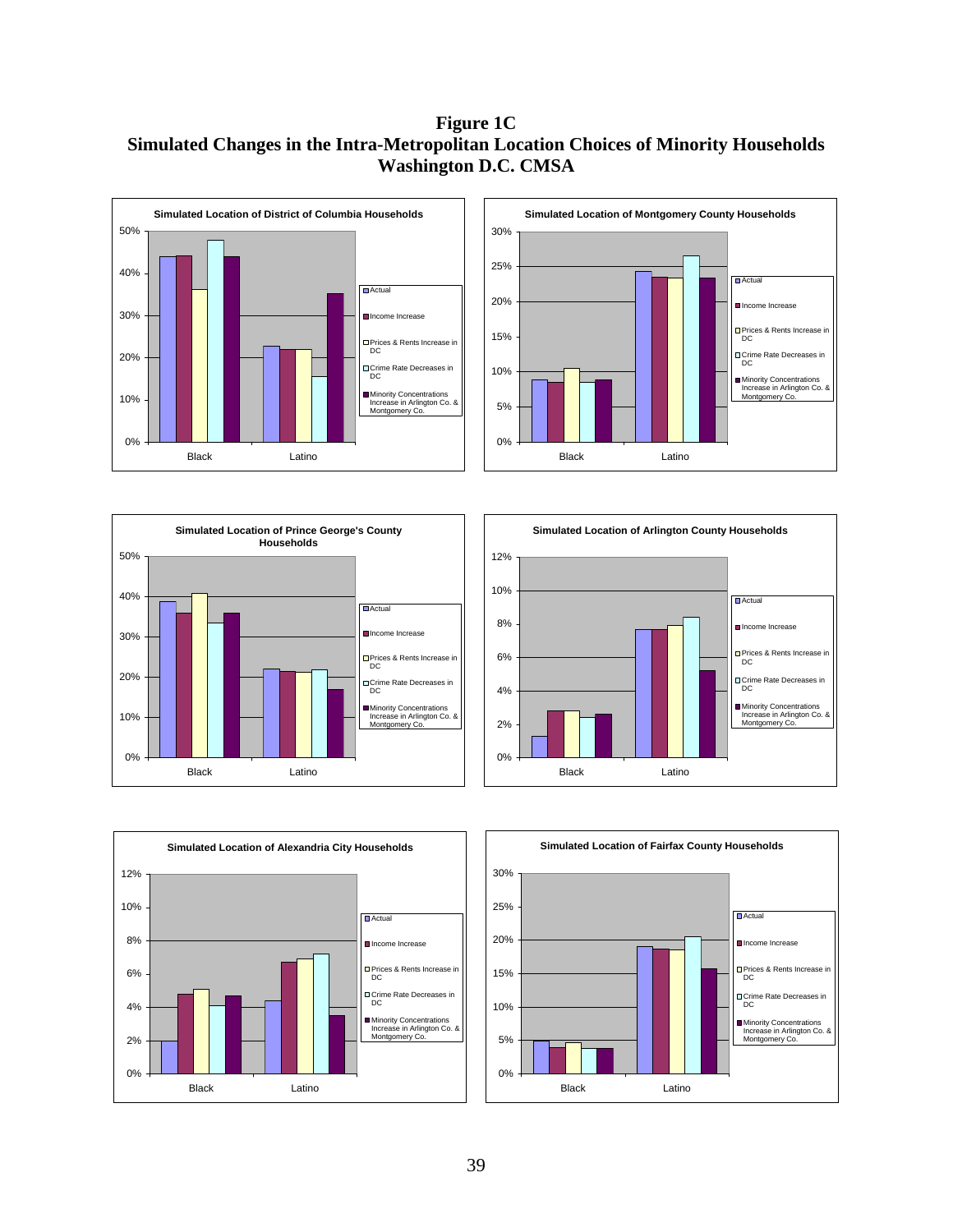**Figure 1C**
**Simulated Changes in the Intra-Metropolitan Location Choices of Minority Households**
**Washington D.C. CMSA**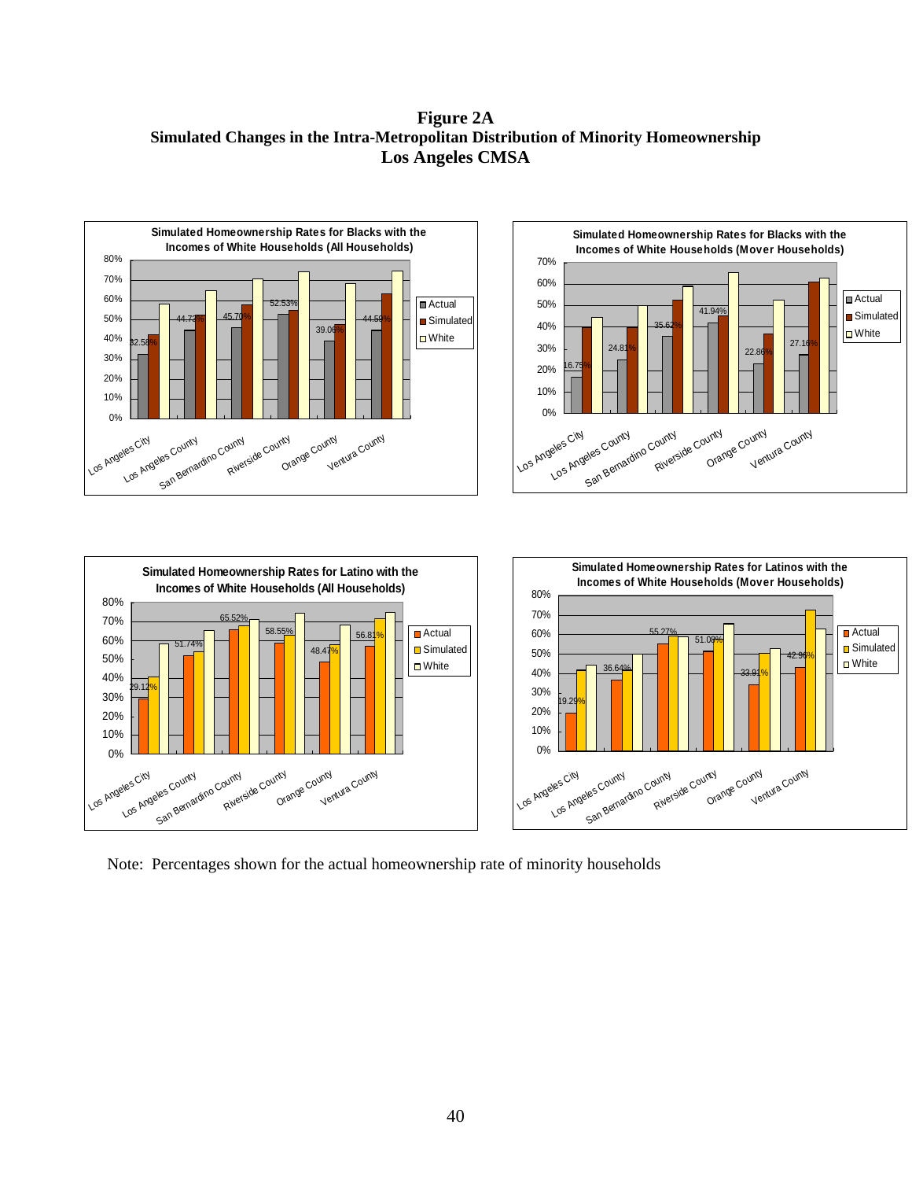**Figure 2A**
**Simulated Changes in the Intra-Metropolitan Distribution of Minority Homeownership**
**Los Angeles CMSA**

**Simulated Homeownership Rates for Blacks with the Incomes of White Households (All Households)**

| | Actual |
|---|---|
| Los Angeles City | 32.58% |
| Los Angeles County | 44.73% |
| San Bernardino County | 45.70% |
| Riverside County | 52.53% |
| Orange County | 39.06% |
| Ventura County | 44.59% |

**Simulated Homeownership Rates for Blacks with the Incomes of White Households (Mover Households)**

| | Actual |
|---|---|
| Los Angeles City | 16.75% |
| Los Angeles County | 24.81% |
| San Bernardino County | 35.62% |
| Riverside County | 41.94% |
| Orange County | 22.86% |
| Ventura County | 27.16% |

**Simulated Homeownership Rates for Latino with the Incomes of White Households (All Households)**

| | Actual |
|---|---|
| Los Angeles City | 29.12% |
| Los Angeles County | 51.74% |
| San Bernardino County | 65.52% |
| Riverside County | 58.55% |
| Orange County | 48.47% |
| Ventura County | 56.81% |

**Simulated Homeownership Rates for Latinos with the Incomes of White Households (Mover Households)**

| | Actual |
|---|---|
| Los Angeles City | 19.29% |
| Los Angeles County | 36.64% |
| San Bernardino County | 55.27% |
| Riverside County | 51.08% |
| Orange County | 33.91% |
| Ventura County | 42.96% |

Note: Percentages shown for the actual homeownership rate of minority households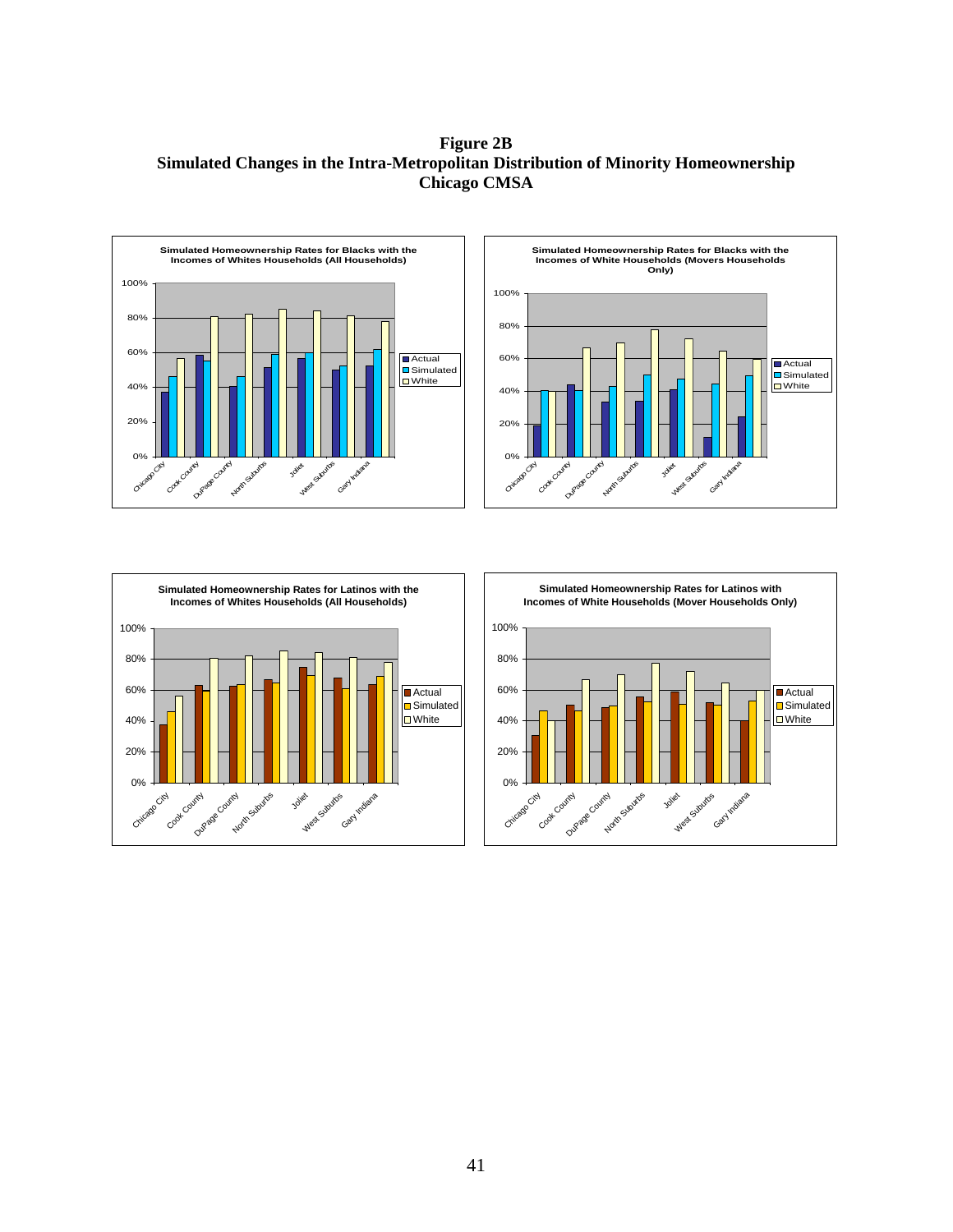**Figure 2B**
**Simulated Changes in the Intra-Metropolitan Distribution of Minority Homeownership**
**Chicago CMSA**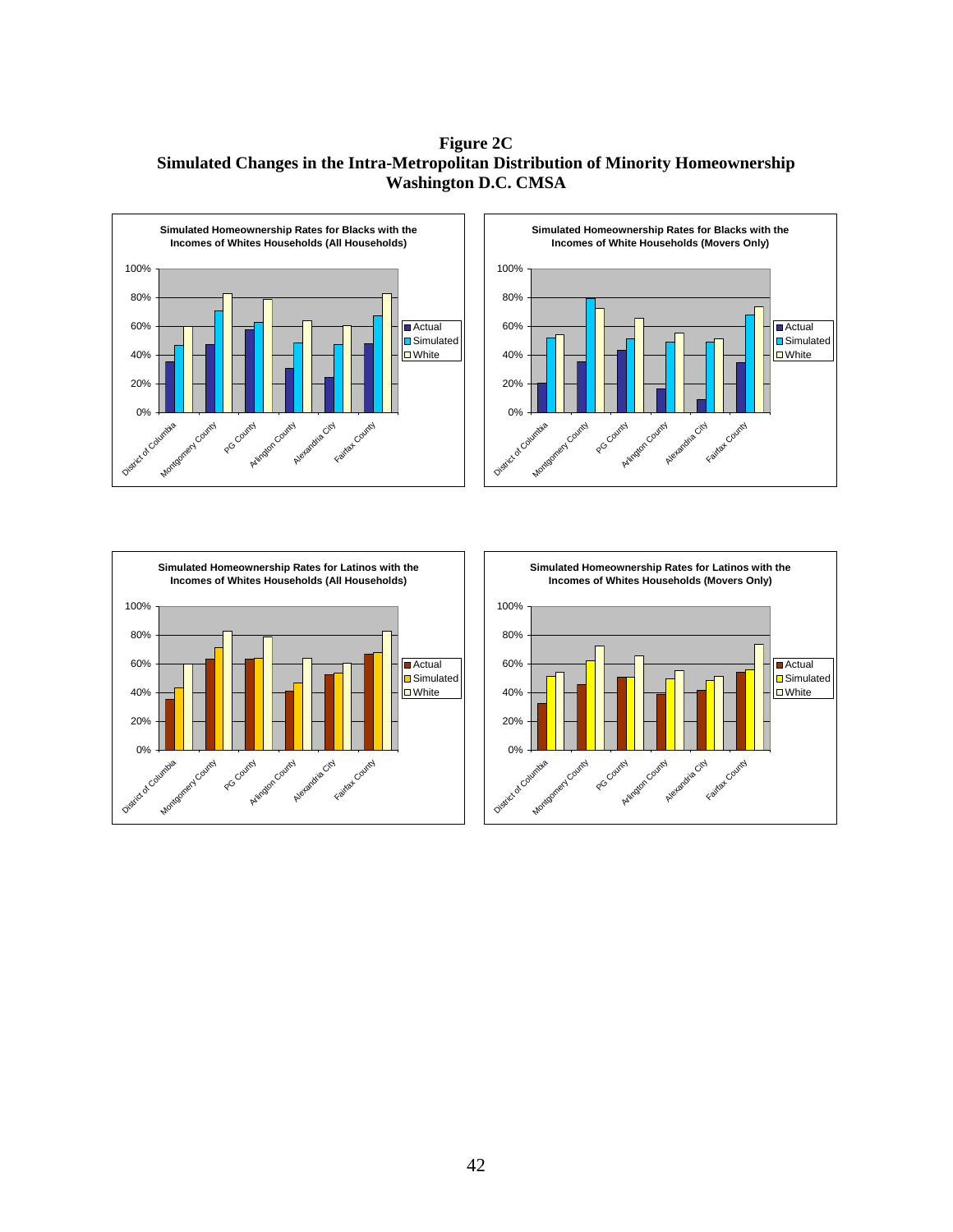**Figure 2C**
**Simulated Changes in the Intra-Metropolitan Distribution of Minority Homeownership**
**Washington D.C. CMSA**

Simulated Homeownership Rates for Blacks with the Incomes of Whites Households (All Households)

100%
80%
60%
40%
20%
0%

District of Columbia
Montgomery County
PG County
Arlington County
Alexandria City
Fairfax County

Actual
Simulated
White

Simulated Homeownership Rates for Blacks with the Incomes of White Households (Movers Only)

100%
80%
60%
40%
20%
0%

District of Columbia
Montgomery County
PG County
Arlington County
Alexandria City
Fairfax County

Actual
Simulated
White

Simulated Homeownership Rates for Latinos with the Incomes of Whites Households (All Households)

100%
80%
60%
40%
20%
0%

District of Columbia
Montgomery County
PG County
Arlington County
Alexandria City
Fairfax County

Actual
Simulated
White

Simulated Homeownership Rates for Latinos with the Incomes of Whites Households (Movers Only)

100%
80%
60%
40%
20%
0%

District of Columbia
Montgomery County
PG County
Arlington County
Alexandria City
Fairfax County

Actual
Simulated
White